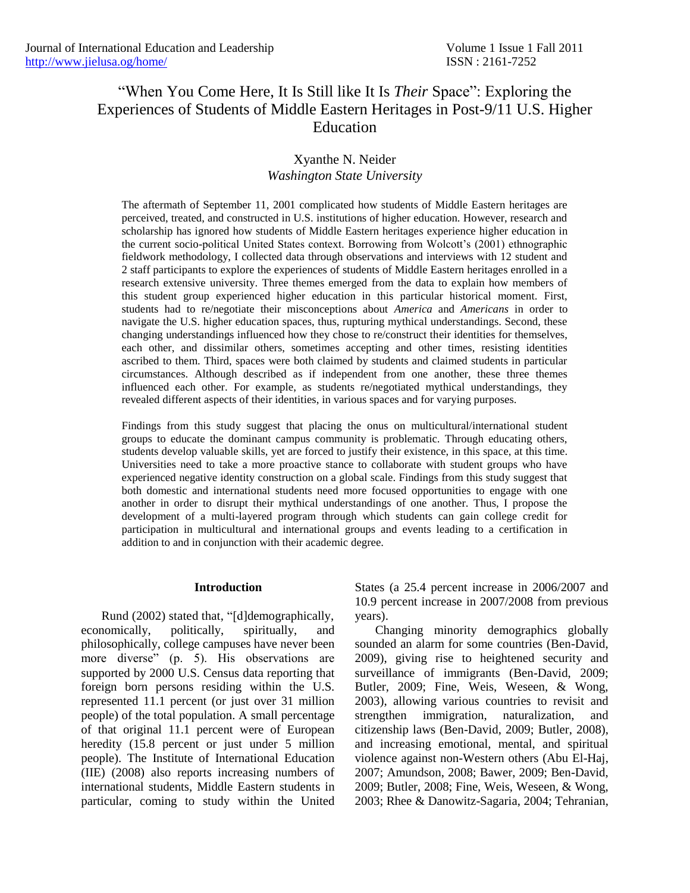# "When You Come Here, It Is Still like It Is *Their* Space": Exploring the Experiences of Students of Middle Eastern Heritages in Post-9/11 U.S. Higher Education

Xyanthe N. Neider
*Washington State University*

The aftermath of September 11, 2001 complicated how students of Middle Eastern heritages are perceived, treated, and constructed in U.S. institutions of higher education. However, research and scholarship has ignored how students of Middle Eastern heritages experience higher education in the current socio-political United States context. Borrowing from Wolcott's (2001) ethnographic fieldwork methodology, I collected data through observations and interviews with 12 student and 2 staff participants to explore the experiences of students of Middle Eastern heritages enrolled in a research extensive university. Three themes emerged from the data to explain how members of this student group experienced higher education in this particular historical moment. First, students had to re/negotiate their misconceptions about *America* and *Americans* in order to navigate the U.S. higher education spaces, thus, rupturing mythical understandings. Second, these changing understandings influenced how they chose to re/construct their identities for themselves, each other, and dissimilar others, sometimes accepting and other times, resisting identities ascribed to them. Third, spaces were both claimed by students and claimed students in particular circumstances. Although described as if independent from one another, these three themes influenced each other. For example, as students re/negotiated mythical understandings, they revealed different aspects of their identities, in various spaces and for varying purposes.

Findings from this study suggest that placing the onus on multicultural/international student groups to educate the dominant campus community is problematic. Through educating others, students develop valuable skills, yet are forced to justify their existence, in this space, at this time. Universities need to take a more proactive stance to collaborate with student groups who have experienced negative identity construction on a global scale. Findings from this study suggest that both domestic and international students need more focused opportunities to engage with one another in order to disrupt their mythical understandings of one another. Thus, I propose the development of a multi-layered program through which students can gain college credit for participation in multicultural and international groups and events leading to a certification in addition to and in conjunction with their academic degree.

## Introduction

Rund (2002) stated that, "[d]emographically, economically, politically, spiritually, and philosophically, college campuses have never been more diverse" (p. 5). His observations are supported by 2000 U.S. Census data reporting that foreign born persons residing within the U.S. represented 11.1 percent (or just over 31 million people) of the total population. A small percentage of that original 11.1 percent were of European heredity (15.8 percent or just under 5 million people). The Institute of International Education (IIE) (2008) also reports increasing numbers of international students, Middle Eastern students in particular, coming to study within the United States (a 25.4 percent increase in 2006/2007 and 10.9 percent increase in 2007/2008 from previous years).

Changing minority demographics globally sounded an alarm for some countries (Ben-David, 2009), giving rise to heightened security and surveillance of immigrants (Ben-David, 2009; Butler, 2009; Fine, Weis, Weseen, & Wong, 2003), allowing various countries to revisit and strengthen immigration, naturalization, and citizenship laws (Ben-David, 2009; Butler, 2008), and increasing emotional, mental, and spiritual violence against non-Western others (Abu El-Haj, 2007; Amundson, 2008; Bawer, 2009; Ben-David, 2009; Butler, 2008; Fine, Weis, Weseen, & Wong, 2003; Rhee & Danowitz-Sagaria, 2004; Tehranian,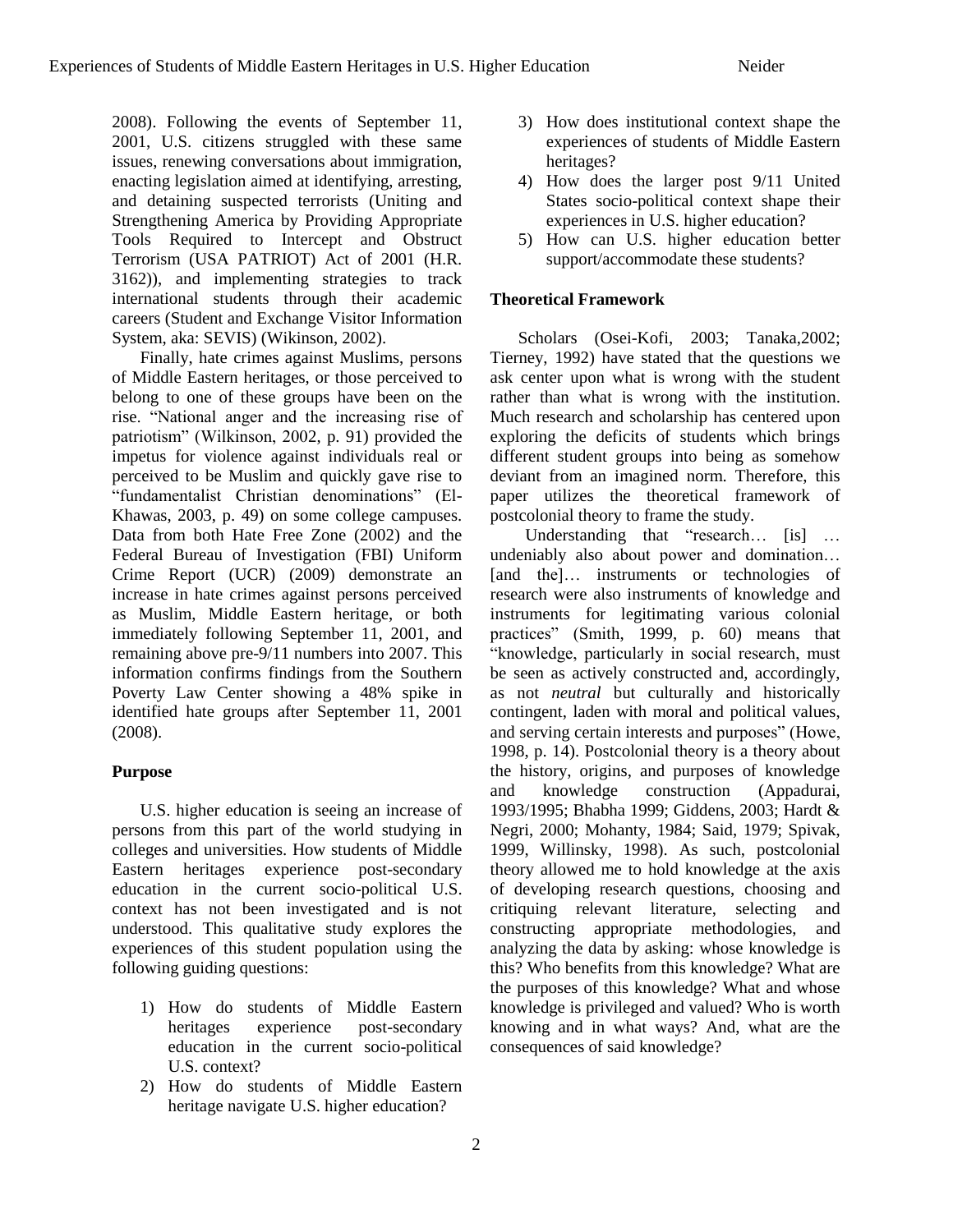2008). Following the events of September 11, 2001, U.S. citizens struggled with these same issues, renewing conversations about immigration, enacting legislation aimed at identifying, arresting, and detaining suspected terrorists (Uniting and Strengthening America by Providing Appropriate Tools Required to Intercept and Obstruct Terrorism (USA PATRIOT) Act of 2001 (H.R. 3162)), and implementing strategies to track international students through their academic careers (Student and Exchange Visitor Information System, aka: SEVIS) (Wikinson, 2002).

Finally, hate crimes against Muslims, persons of Middle Eastern heritages, or those perceived to belong to one of these groups have been on the rise. "National anger and the increasing rise of patriotism" (Wilkinson, 2002, p. 91) provided the impetus for violence against individuals real or perceived to be Muslim and quickly gave rise to "fundamentalist Christian denominations" (El-Khawas, 2003, p. 49) on some college campuses. Data from both Hate Free Zone (2002) and the Federal Bureau of Investigation (FBI) Uniform Crime Report (UCR) (2009) demonstrate an increase in hate crimes against persons perceived as Muslim, Middle Eastern heritage, or both immediately following September 11, 2001, and remaining above pre-9/11 numbers into 2007. This information confirms findings from the Southern Poverty Law Center showing a 48% spike in identified hate groups after September 11, 2001 (2008).

## Purpose

U.S. higher education is seeing an increase of persons from this part of the world studying in colleges and universities. How students of Middle Eastern heritages experience post-secondary education in the current socio-political U.S. context has not been investigated and is not understood. This qualitative study explores the experiences of this student population using the following guiding questions:

1) How do students of Middle Eastern heritages experience post-secondary education in the current socio-political U.S. context?
2) How do students of Middle Eastern heritage navigate U.S. higher education?
3) How does institutional context shape the experiences of students of Middle Eastern heritages?
4) How does the larger post 9/11 United States socio-political context shape their experiences in U.S. higher education?
5) How can U.S. higher education better support/accommodate these students?

## Theoretical Framework

Scholars (Osei-Kofi, 2003; Tanaka,2002; Tierney, 1992) have stated that the questions we ask center upon what is wrong with the student rather than what is wrong with the institution. Much research and scholarship has centered upon exploring the deficits of students which brings different student groups into being as somehow deviant from an imagined norm. Therefore, this paper utilizes the theoretical framework of postcolonial theory to frame the study.

Understanding that "research… [is] … undeniably also about power and domination… [and the]… instruments or technologies of research were also instruments of knowledge and instruments for legitimating various colonial practices" (Smith, 1999, p. 60) means that "knowledge, particularly in social research, must be seen as actively constructed and, accordingly, as not *neutral* but culturally and historically contingent, laden with moral and political values, and serving certain interests and purposes" (Howe, 1998, p. 14). Postcolonial theory is a theory about the history, origins, and purposes of knowledge and knowledge construction (Appadurai, 1993/1995; Bhabha 1999; Giddens, 2003; Hardt & Negri, 2000; Mohanty, 1984; Said, 1979; Spivak, 1999, Willinsky, 1998). As such, postcolonial theory allowed me to hold knowledge at the axis of developing research questions, choosing and critiquing relevant literature, selecting and constructing appropriate methodologies, and analyzing the data by asking: whose knowledge is this? Who benefits from this knowledge? What are the purposes of this knowledge? What and whose knowledge is privileged and valued? Who is worth knowing and in what ways? And, what are the consequences of said knowledge?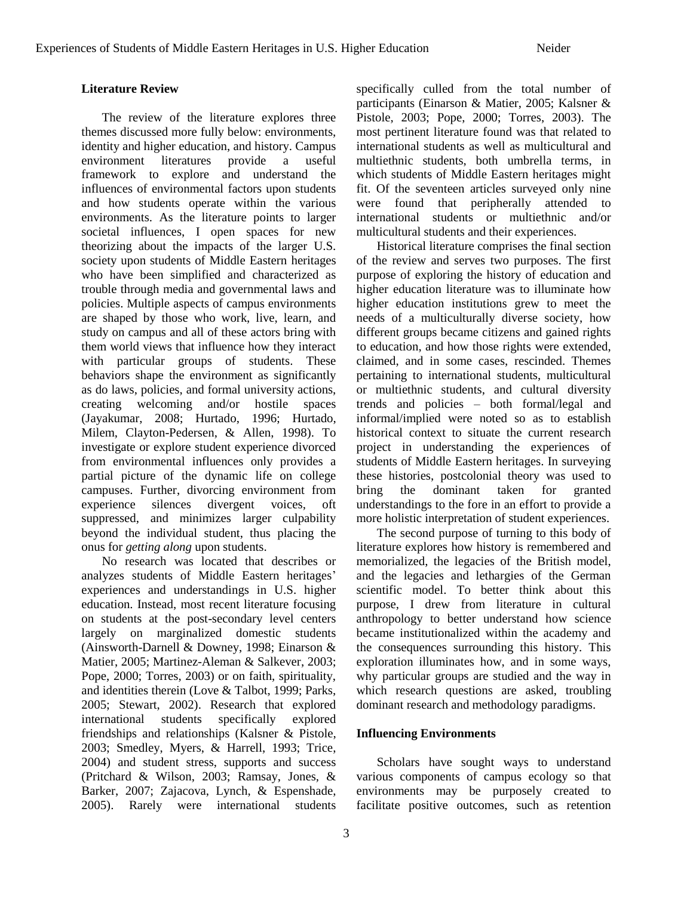## Literature Review

The review of the literature explores three themes discussed more fully below: environments, identity and higher education, and history. Campus environment literatures provide a useful framework to explore and understand the influences of environmental factors upon students and how students operate within the various environments. As the literature points to larger societal influences, I open spaces for new theorizing about the impacts of the larger U.S. society upon students of Middle Eastern heritages who have been simplified and characterized as trouble through media and governmental laws and policies. Multiple aspects of campus environments are shaped by those who work, live, learn, and study on campus and all of these actors bring with them world views that influence how they interact with particular groups of students. These behaviors shape the environment as significantly as do laws, policies, and formal university actions, creating welcoming and/or hostile spaces (Jayakumar, 2008; Hurtado, 1996; Hurtado, Milem, Clayton-Pedersen, & Allen, 1998). To investigate or explore student experience divorced from environmental influences only provides a partial picture of the dynamic life on college campuses. Further, divorcing environment from experience silences divergent voices, oft suppressed, and minimizes larger culpability beyond the individual student, thus placing the onus for *getting along* upon students.

No research was located that describes or analyzes students of Middle Eastern heritages' experiences and understandings in U.S. higher education. Instead, most recent literature focusing on students at the post-secondary level centers largely on marginalized domestic students (Ainsworth-Darnell & Downey, 1998; Einarson & Matier, 2005; Martinez-Aleman & Salkever, 2003; Pope, 2000; Torres, 2003) or on faith, spirituality, and identities therein (Love & Talbot, 1999; Parks, 2005; Stewart, 2002). Research that explored international students specifically explored friendships and relationships (Kalsner & Pistole, 2003; Smedley, Myers, & Harrell, 1993; Trice, 2004) and student stress, supports and success (Pritchard & Wilson, 2003; Ramsay, Jones, & Barker, 2007; Zajacova, Lynch, & Espenshade, 2005). Rarely were international students specifically culled from the total number of participants (Einarson & Matier, 2005; Kalsner & Pistole, 2003; Pope, 2000; Torres, 2003). The most pertinent literature found was that related to international students as well as multicultural and multiethnic students, both umbrella terms, in which students of Middle Eastern heritages might fit. Of the seventeen articles surveyed only nine were found that peripherally attended to international students or multiethnic and/or multicultural students and their experiences.

Historical literature comprises the final section of the review and serves two purposes. The first purpose of exploring the history of education and higher education literature was to illuminate how higher education institutions grew to meet the needs of a multiculturally diverse society, how different groups became citizens and gained rights to education, and how those rights were extended, claimed, and in some cases, rescinded. Themes pertaining to international students, multicultural or multiethnic students, and cultural diversity trends and policies – both formal/legal and informal/implied were noted so as to establish historical context to situate the current research project in understanding the experiences of students of Middle Eastern heritages. In surveying these histories, postcolonial theory was used to bring the dominant taken for granted understandings to the fore in an effort to provide a more holistic interpretation of student experiences.

The second purpose of turning to this body of literature explores how history is remembered and memorialized, the legacies of the British model, and the legacies and lethargies of the German scientific model. To better think about this purpose, I drew from literature in cultural anthropology to better understand how science became institutionalized within the academy and the consequences surrounding this history. This exploration illuminates how, and in some ways, why particular groups are studied and the way in which research questions are asked, troubling dominant research and methodology paradigms.

### Influencing Environments

Scholars have sought ways to understand various components of campus ecology so that environments may be purposely created to facilitate positive outcomes, such as retention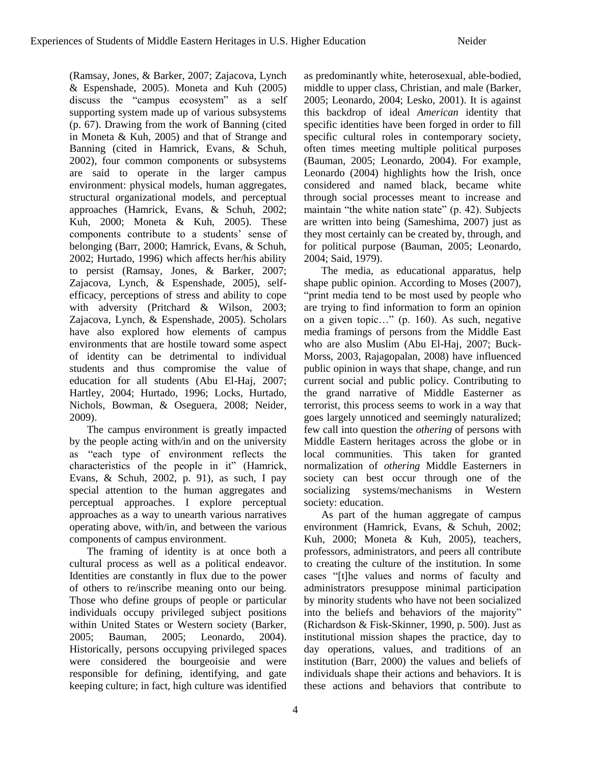(Ramsay, Jones, & Barker, 2007; Zajacova, Lynch & Espenshade, 2005). Moneta and Kuh (2005) discuss the "campus ecosystem" as a self supporting system made up of various subsystems (p. 67). Drawing from the work of Banning (cited in Moneta & Kuh, 2005) and that of Strange and Banning (cited in Hamrick, Evans, & Schuh, 2002), four common components or subsystems are said to operate in the larger campus environment: physical models, human aggregates, structural organizational models, and perceptual approaches (Hamrick, Evans, & Schuh, 2002; Kuh, 2000; Moneta & Kuh, 2005). These components contribute to a students' sense of belonging (Barr, 2000; Hamrick, Evans, & Schuh, 2002; Hurtado, 1996) which affects her/his ability to persist (Ramsay, Jones, & Barker, 2007; Zajacova, Lynch, & Espenshade, 2005), self-efficacy, perceptions of stress and ability to cope with adversity (Pritchard & Wilson, 2003; Zajacova, Lynch, & Espenshade, 2005). Scholars have also explored how elements of campus environments that are hostile toward some aspect of identity can be detrimental to individual students and thus compromise the value of education for all students (Abu El-Haj, 2007; Hartley, 2004; Hurtado, 1996; Locks, Hurtado, Nichols, Bowman, & Oseguera, 2008; Neider, 2009).

The campus environment is greatly impacted by the people acting with/in and on the university as "each type of environment reflects the characteristics of the people in it" (Hamrick, Evans, & Schuh, 2002, p. 91), as such, I pay special attention to the human aggregates and perceptual approaches. I explore perceptual approaches as a way to unearth various narratives operating above, with/in, and between the various components of campus environment.

The framing of identity is at once both a cultural process as well as a political endeavor. Identities are constantly in flux due to the power of others to re/inscribe meaning onto our being. Those who define groups of people or particular individuals occupy privileged subject positions within United States or Western society (Barker, 2005; Bauman, 2005; Leonardo, 2004). Historically, persons occupying privileged spaces were considered the bourgeoisie and were responsible for defining, identifying, and gate keeping culture; in fact, high culture was identified as predominantly white, heterosexual, able-bodied, middle to upper class, Christian, and male (Barker, 2005; Leonardo, 2004; Lesko, 2001). It is against this backdrop of ideal *American* identity that specific identities have been forged in order to fill specific cultural roles in contemporary society, often times meeting multiple political purposes (Bauman, 2005; Leonardo, 2004). For example, Leonardo (2004) highlights how the Irish, once considered and named black, became white through social processes meant to increase and maintain "the white nation state" (p. 42). Subjects are written into being (Sameshima, 2007) just as they most certainly can be created by, through, and for political purpose (Bauman, 2005; Leonardo, 2004; Said, 1979).

The media, as educational apparatus, help shape public opinion. According to Moses (2007), "print media tend to be most used by people who are trying to find information to form an opinion on a given topic…" (p. 160). As such, negative media framings of persons from the Middle East who are also Muslim (Abu El-Haj, 2007; Buck-Morss, 2003, Rajagopalan, 2008) have influenced public opinion in ways that shape, change, and run current social and public policy. Contributing to the grand narrative of Middle Easterner as terrorist, this process seems to work in a way that goes largely unnoticed and seemingly naturalized; few call into question the *othering* of persons with Middle Eastern heritages across the globe or in local communities. This taken for granted normalization of *othering* Middle Easterners in society can best occur through one of the socializing systems/mechanisms in Western society: education.

As part of the human aggregate of campus environment (Hamrick, Evans, & Schuh, 2002; Kuh, 2000; Moneta & Kuh, 2005), teachers, professors, administrators, and peers all contribute to creating the culture of the institution. In some cases "[t]he values and norms of faculty and administrators presuppose minimal participation by minority students who have not been socialized into the beliefs and behaviors of the majority" (Richardson & Fisk-Skinner, 1990, p. 500). Just as institutional mission shapes the practice, day to day operations, values, and traditions of an institution (Barr, 2000) the values and beliefs of individuals shape their actions and behaviors. It is these actions and behaviors that contribute to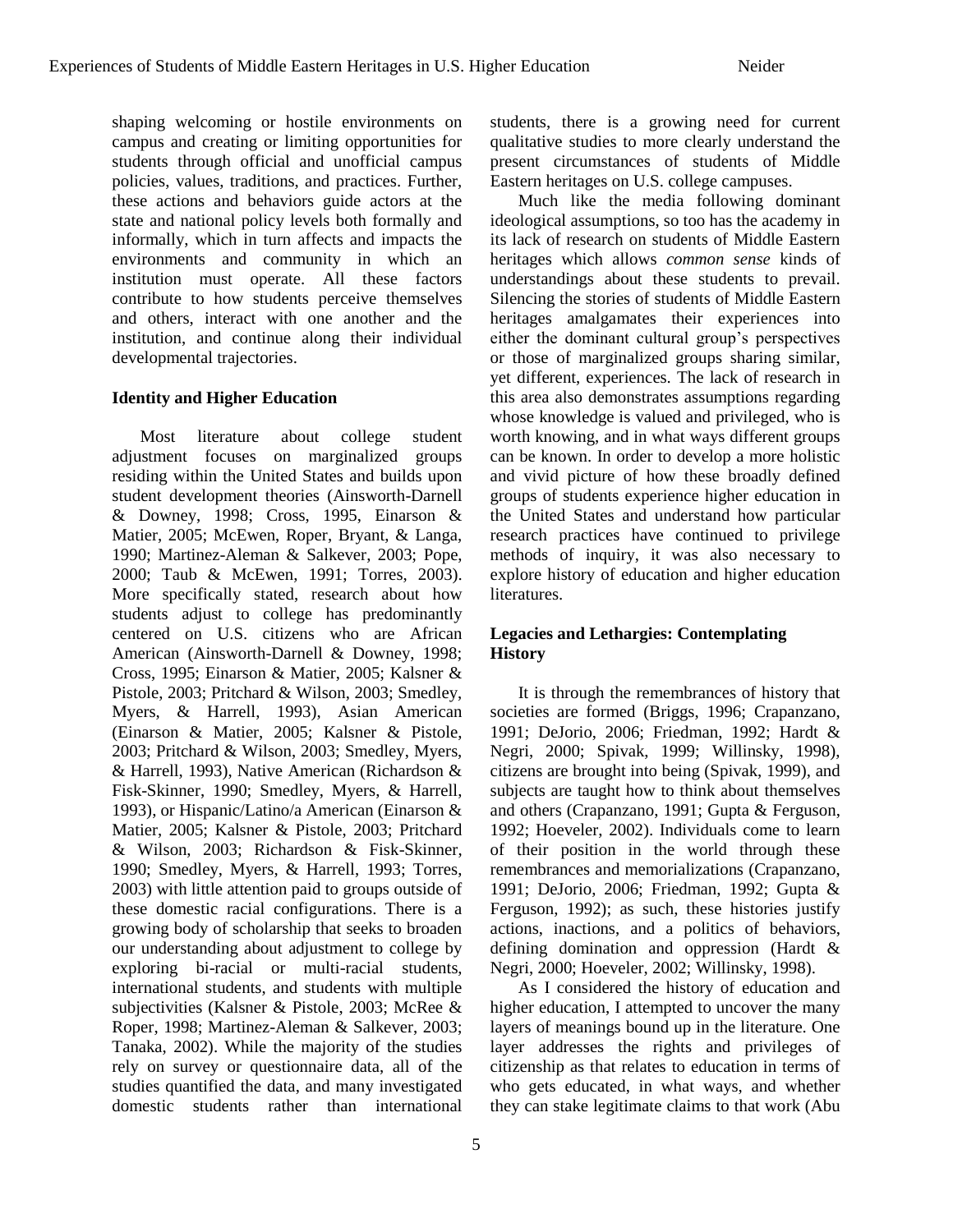shaping welcoming or hostile environments on campus and creating or limiting opportunities for students through official and unofficial campus policies, values, traditions, and practices. Further, these actions and behaviors guide actors at the state and national policy levels both formally and informally, which in turn affects and impacts the environments and community in which an institution must operate. All these factors contribute to how students perceive themselves and others, interact with one another and the institution, and continue along their individual developmental trajectories.

### Identity and Higher Education

Most literature about college student adjustment focuses on marginalized groups residing within the United States and builds upon student development theories (Ainsworth-Darnell & Downey, 1998; Cross, 1995, Einarson & Matier, 2005; McEwen, Roper, Bryant, & Langa, 1990; Martinez-Aleman & Salkever, 2003; Pope, 2000; Taub & McEwen, 1991; Torres, 2003). More specifically stated, research about how students adjust to college has predominantly centered on U.S. citizens who are African American (Ainsworth-Darnell & Downey, 1998; Cross, 1995; Einarson & Matier, 2005; Kalsner & Pistole, 2003; Pritchard & Wilson, 2003; Smedley, Myers, & Harrell, 1993), Asian American (Einarson & Matier, 2005; Kalsner & Pistole, 2003; Pritchard & Wilson, 2003; Smedley, Myers, & Harrell, 1993), Native American (Richardson & Fisk-Skinner, 1990; Smedley, Myers, & Harrell, 1993), or Hispanic/Latino/a American (Einarson & Matier, 2005; Kalsner & Pistole, 2003; Pritchard & Wilson, 2003; Richardson & Fisk-Skinner, 1990; Smedley, Myers, & Harrell, 1993; Torres, 2003) with little attention paid to groups outside of these domestic racial configurations. There is a growing body of scholarship that seeks to broaden our understanding about adjustment to college by exploring bi-racial or multi-racial students, international students, and students with multiple subjectivities (Kalsner & Pistole, 2003; McRee & Roper, 1998; Martinez-Aleman & Salkever, 2003; Tanaka, 2002). While the majority of the studies rely on survey or questionnaire data, all of the studies quantified the data, and many investigated domestic students rather than international students, there is a growing need for current qualitative studies to more clearly understand the present circumstances of students of Middle Eastern heritages on U.S. college campuses.

Much like the media following dominant ideological assumptions, so too has the academy in its lack of research on students of Middle Eastern heritages which allows *common sense* kinds of understandings about these students to prevail. Silencing the stories of students of Middle Eastern heritages amalgamates their experiences into either the dominant cultural group's perspectives or those of marginalized groups sharing similar, yet different, experiences. The lack of research in this area also demonstrates assumptions regarding whose knowledge is valued and privileged, who is worth knowing, and in what ways different groups can be known. In order to develop a more holistic and vivid picture of how these broadly defined groups of students experience higher education in the United States and understand how particular research practices have continued to privilege methods of inquiry, it was also necessary to explore history of education and higher education literatures.

### Legacies and Lethargies: Contemplating History

It is through the remembrances of history that societies are formed (Briggs, 1996; Crapanzano, 1991; DeJorio, 2006; Friedman, 1992; Hardt & Negri, 2000; Spivak, 1999; Willinsky, 1998), citizens are brought into being (Spivak, 1999), and subjects are taught how to think about themselves and others (Crapanzano, 1991; Gupta & Ferguson, 1992; Hoeveler, 2002). Individuals come to learn of their position in the world through these remembrances and memorializations (Crapanzano, 1991; DeJorio, 2006; Friedman, 1992; Gupta & Ferguson, 1992); as such, these histories justify actions, inactions, and a politics of behaviors, defining domination and oppression (Hardt & Negri, 2000; Hoeveler, 2002; Willinsky, 1998).

As I considered the history of education and higher education, I attempted to uncover the many layers of meanings bound up in the literature. One layer addresses the rights and privileges of citizenship as that relates to education in terms of who gets educated, in what ways, and whether they can stake legitimate claims to that work (Abu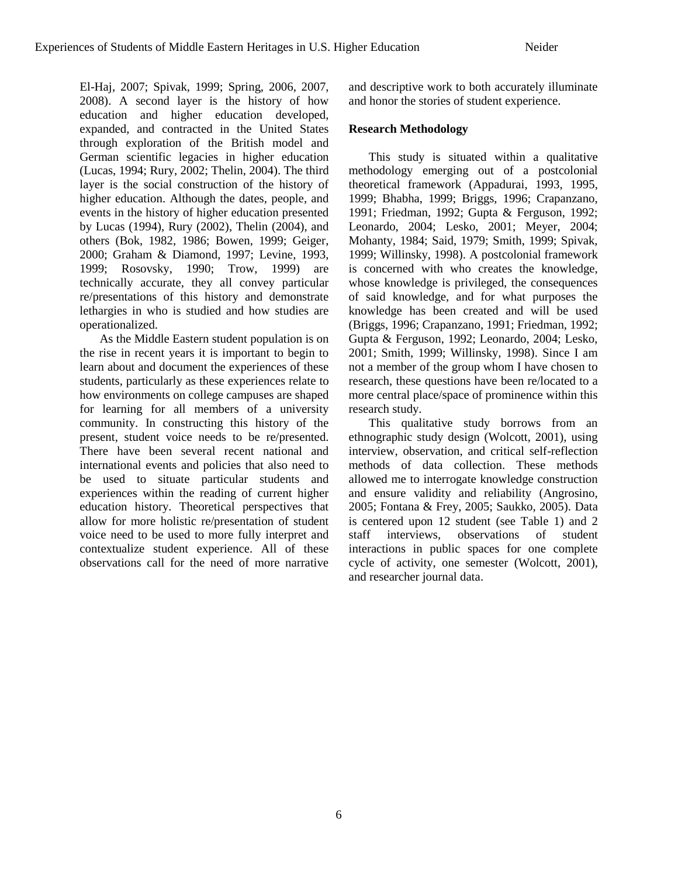El-Haj, 2007; Spivak, 1999; Spring, 2006, 2007, 2008). A second layer is the history of how education and higher education developed, expanded, and contracted in the United States through exploration of the British model and German scientific legacies in higher education (Lucas, 1994; Rury, 2002; Thelin, 2004). The third layer is the social construction of the history of higher education. Although the dates, people, and events in the history of higher education presented by Lucas (1994), Rury (2002), Thelin (2004), and others (Bok, 1982, 1986; Bowen, 1999; Geiger, 2000; Graham & Diamond, 1997; Levine, 1993, 1999; Rosovsky, 1990; Trow, 1999) are technically accurate, they all convey particular re/presentations of this history and demonstrate lethargies in who is studied and how studies are operationalized.

As the Middle Eastern student population is on the rise in recent years it is important to begin to learn about and document the experiences of these students, particularly as these experiences relate to how environments on college campuses are shaped for learning for all members of a university community. In constructing this history of the present, student voice needs to be re/presented. There have been several recent national and international events and policies that also need to be used to situate particular students and experiences within the reading of current higher education history. Theoretical perspectives that allow for more holistic re/presentation of student voice need to be used to more fully interpret and contextualize student experience. All of these observations call for the need of more narrative and descriptive work to both accurately illuminate and honor the stories of student experience.

**Research Methodology**

This study is situated within a qualitative methodology emerging out of a postcolonial theoretical framework (Appadurai, 1993, 1995, 1999; Bhabha, 1999; Briggs, 1996; Crapanzano, 1991; Friedman, 1992; Gupta & Ferguson, 1992; Leonardo, 2004; Lesko, 2001; Meyer, 2004; Mohanty, 1984; Said, 1979; Smith, 1999; Spivak, 1999; Willinsky, 1998). A postcolonial framework is concerned with who creates the knowledge, whose knowledge is privileged, the consequences of said knowledge, and for what purposes the knowledge has been created and will be used (Briggs, 1996; Crapanzano, 1991; Friedman, 1992; Gupta & Ferguson, 1992; Leonardo, 2004; Lesko, 2001; Smith, 1999; Willinsky, 1998). Since I am not a member of the group whom I have chosen to research, these questions have been re/located to a more central place/space of prominence within this research study.

This qualitative study borrows from an ethnographic study design (Wolcott, 2001), using interview, observation, and critical self-reflection methods of data collection. These methods allowed me to interrogate knowledge construction and ensure validity and reliability (Angrosino, 2005; Fontana & Frey, 2005; Saukko, 2005). Data is centered upon 12 student (see Table 1) and 2 staff interviews, observations of student interactions in public spaces for one complete cycle of activity, one semester (Wolcott, 2001), and researcher journal data.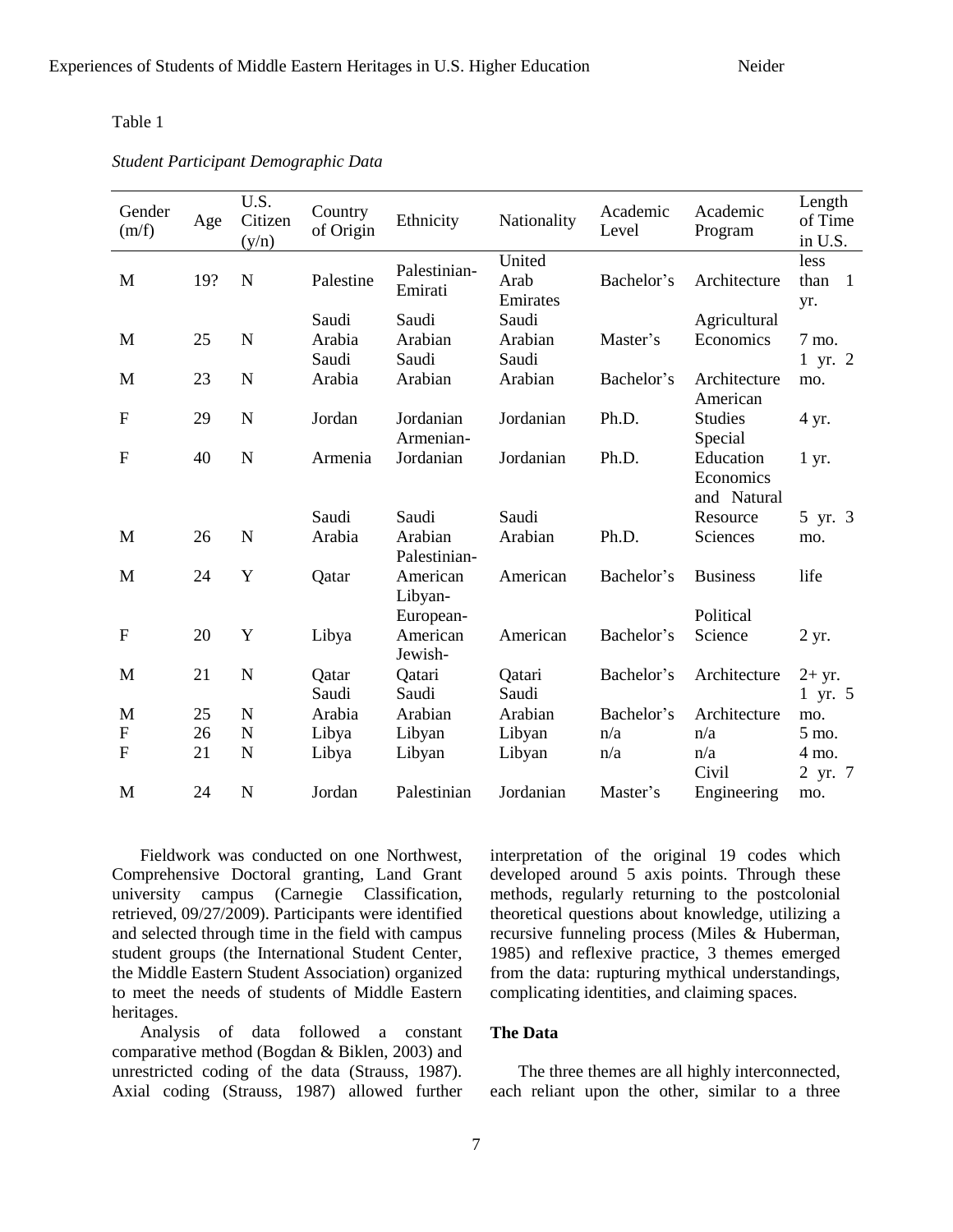Table 1

*Student Participant Demographic Data*

| Gender (m/f) | Age | U.S. Citizen (y/n) | Country of Origin | Ethnicity | Nationality | Academic Level | Academic Program | Length of Time in U.S. |
|---|---|---|---|---|---|---|---|---|
| M | 19? | N | Palestine | Palestinian-Emirati | United Arab Emirates | Bachelor's | Architecture | less than 1 yr. |
| M | 25 | N | Saudi Arabia | Saudi Arabian | Saudi Arabian | Master's | Agricultural Economics | 7 mo. |
| M | 23 | N | Saudi Arabia | Saudi Arabian | Saudi Arabian | Bachelor's | Architecture | 1 yr. 2 mo. |
| F | 29 | N | Jordan | Jordanian | Jordanian | Ph.D. | American Studies | 4 yr. |
| F | 40 | N | Armenia | Armenian-Jordanian | Jordanian | Ph.D. | Special Education | 1 yr. |
| M | 26 | N | Saudi Arabia | Saudi Arabian | Saudi Arabian | Ph.D. | Economics and Natural Resource Sciences | 5 yr. 3 mo. |
| M | 24 | Y | Qatar | Palestinian-American | American | Bachelor's | Business | life |
| F | 20 | Y | Libya | Libyan-European-American | American | Bachelor's | Political Science | 2 yr. |
| M | 21 | N | Qatar | Jewish-Qatari | Qatari | Bachelor's | Architecture | 2+ yr. |
| M | 25 | N | Saudi Arabia | Saudi Arabian | Saudi Arabian | Bachelor's | Architecture | 1 yr. 5 mo. |
| F | 26 | N | Libya | Libyan | Libyan | n/a | n/a | 5 mo. |
| F | 21 | N | Libya | Libyan | Libyan | n/a | n/a | 4 mo. |
| M | 24 | N | Jordan | Palestinian | Jordanian | Master's | Civil Engineering | 2 yr. 7 mo. |

Fieldwork was conducted on one Northwest, Comprehensive Doctoral granting, Land Grant university campus (Carnegie Classification, retrieved, 09/27/2009). Participants were identified and selected through time in the field with campus student groups (the International Student Center, the Middle Eastern Student Association) organized to meet the needs of students of Middle Eastern heritages.

Analysis of data followed a constant comparative method (Bogdan & Biklen, 2003) and unrestricted coding of the data (Strauss, 1987). Axial coding (Strauss, 1987) allowed further interpretation of the original 19 codes which developed around 5 axis points. Through these methods, regularly returning to the postcolonial theoretical questions about knowledge, utilizing a recursive funneling process (Miles & Huberman, 1985) and reflexive practice, 3 themes emerged from the data: rupturing mythical understandings, complicating identities, and claiming spaces.

**The Data**

The three themes are all highly interconnected, each reliant upon the other, similar to a three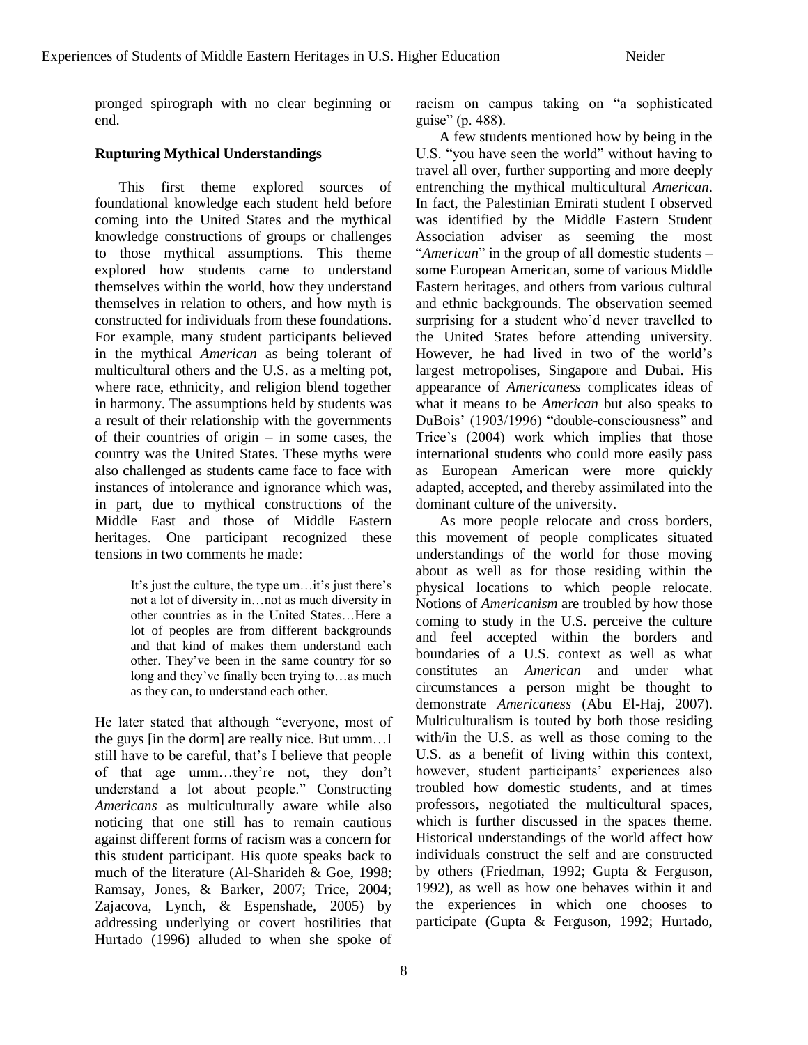pronged spirograph with no clear beginning or end.

**Rupturing Mythical Understandings**

This first theme explored sources of foundational knowledge each student held before coming into the United States and the mythical knowledge constructions of groups or challenges to those mythical assumptions. This theme explored how students came to understand themselves within the world, how they understand themselves in relation to others, and how myth is constructed for individuals from these foundations. For example, many student participants believed in the mythical *American* as being tolerant of multicultural others and the U.S. as a melting pot, where race, ethnicity, and religion blend together in harmony. The assumptions held by students was a result of their relationship with the governments of their countries of origin – in some cases, the country was the United States. These myths were also challenged as students came face to face with instances of intolerance and ignorance which was, in part, due to mythical constructions of the Middle East and those of Middle Eastern heritages. One participant recognized these tensions in two comments he made:

> It's just the culture, the type um…it's just there's not a lot of diversity in…not as much diversity in other countries as in the United States…Here a lot of peoples are from different backgrounds and that kind of makes them understand each other. They've been in the same country for so long and they've finally been trying to…as much as they can, to understand each other.

He later stated that although "everyone, most of the guys [in the dorm] are really nice. But umm…I still have to be careful, that's I believe that people of that age umm…they're not, they don't understand a lot about people." Constructing *Americans* as multiculturally aware while also noticing that one still has to remain cautious against different forms of racism was a concern for this student participant. His quote speaks back to much of the literature (Al-Sharideh & Goe, 1998; Ramsay, Jones, & Barker, 2007; Trice, 2004; Zajacova, Lynch, & Espenshade, 2005) by addressing underlying or covert hostilities that Hurtado (1996) alluded to when she spoke of racism on campus taking on "a sophisticated guise" (p. 488).

A few students mentioned how by being in the U.S. "you have seen the world" without having to travel all over, further supporting and more deeply entrenching the mythical multicultural *American*. In fact, the Palestinian Emirati student I observed was identified by the Middle Eastern Student Association adviser as seeming the most "*American*" in the group of all domestic students – some European American, some of various Middle Eastern heritages, and others from various cultural and ethnic backgrounds. The observation seemed surprising for a student who'd never travelled to the United States before attending university. However, he had lived in two of the world's largest metropolises, Singapore and Dubai. His appearance of *Americaness* complicates ideas of what it means to be *American* but also speaks to DuBois' (1903/1996) "double-consciousness" and Trice's (2004) work which implies that those international students who could more easily pass as European American were more quickly adapted, accepted, and thereby assimilated into the dominant culture of the university.

As more people relocate and cross borders, this movement of people complicates situated understandings of the world for those moving about as well as for those residing within the physical locations to which people relocate. Notions of *Americanism* are troubled by how those coming to study in the U.S. perceive the culture and feel accepted within the borders and boundaries of a U.S. context as well as what constitutes an *American* and under what circumstances a person might be thought to demonstrate *Americaness* (Abu El-Haj, 2007). Multiculturalism is touted by both those residing with/in the U.S. as well as those coming to the U.S. as a benefit of living within this context, however, student participants' experiences also troubled how domestic students, and at times professors, negotiated the multicultural spaces, which is further discussed in the spaces theme. Historical understandings of the world affect how individuals construct the self and are constructed by others (Friedman, 1992; Gupta & Ferguson, 1992), as well as how one behaves within it and the experiences in which one chooses to participate (Gupta & Ferguson, 1992; Hurtado,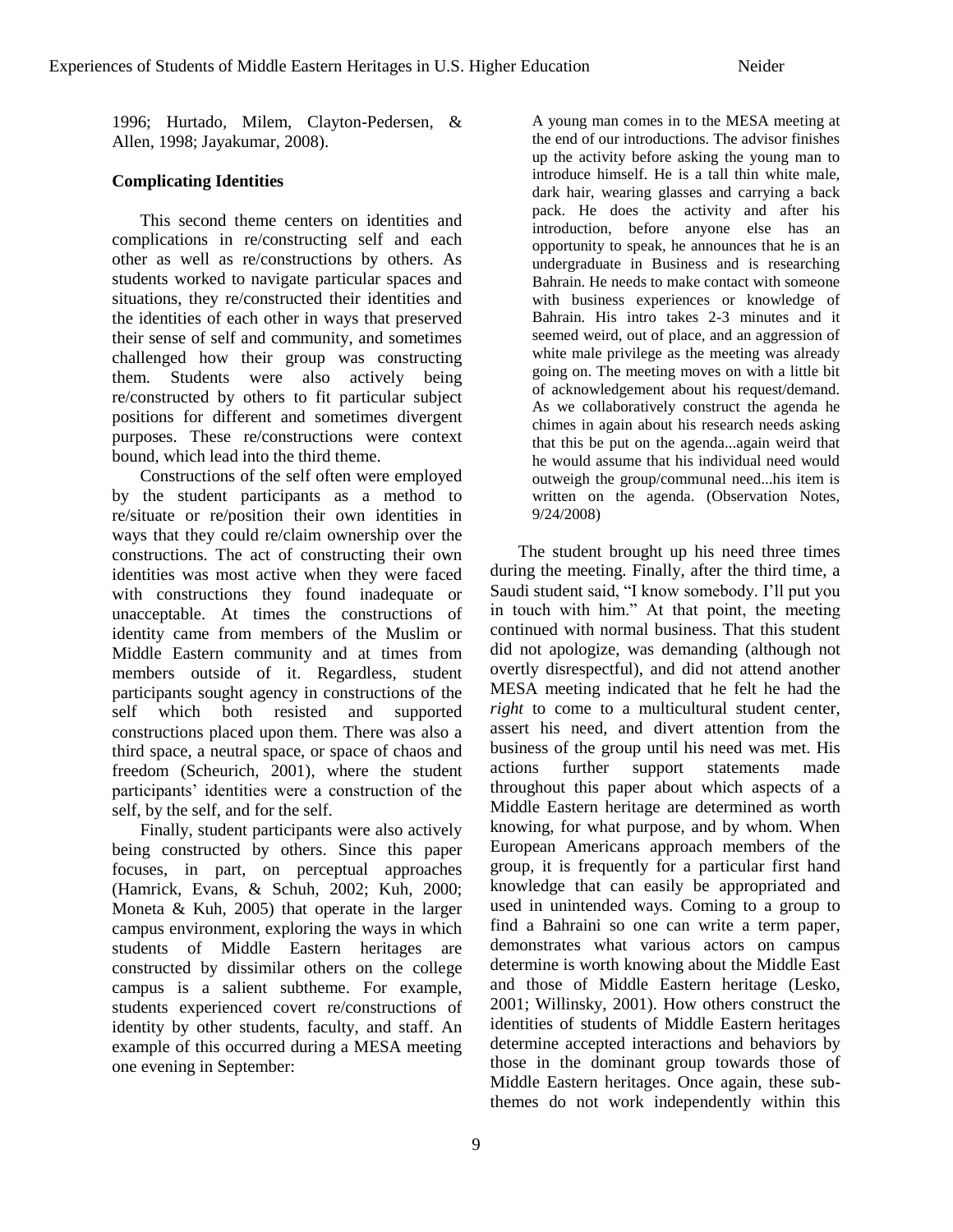1996; Hurtado, Milem, Clayton-Pedersen, & Allen, 1998; Jayakumar, 2008).

### Complicating Identities

This second theme centers on identities and complications in re/constructing self and each other as well as re/constructions by others. As students worked to navigate particular spaces and situations, they re/constructed their identities and the identities of each other in ways that preserved their sense of self and community, and sometimes challenged how their group was constructing them. Students were also actively being re/constructed by others to fit particular subject positions for different and sometimes divergent purposes. These re/constructions were context bound, which lead into the third theme.

Constructions of the self often were employed by the student participants as a method to re/situate or re/position their own identities in ways that they could re/claim ownership over the constructions. The act of constructing their own identities was most active when they were faced with constructions they found inadequate or unacceptable. At times the constructions of identity came from members of the Muslim or Middle Eastern community and at times from members outside of it. Regardless, student participants sought agency in constructions of the self which both resisted and supported constructions placed upon them. There was also a third space, a neutral space, or space of chaos and freedom (Scheurich, 2001), where the student participants' identities were a construction of the self, by the self, and for the self.

Finally, student participants were also actively being constructed by others. Since this paper focuses, in part, on perceptual approaches (Hamrick, Evans, & Schuh, 2002; Kuh, 2000; Moneta & Kuh, 2005) that operate in the larger campus environment, exploring the ways in which students of Middle Eastern heritages are constructed by dissimilar others on the college campus is a salient subtheme. For example, students experienced covert re/constructions of identity by other students, faculty, and staff. An example of this occurred during a MESA meeting one evening in September:

> A young man comes in to the MESA meeting at the end of our introductions. The advisor finishes up the activity before asking the young man to introduce himself. He is a tall thin white male, dark hair, wearing glasses and carrying a back pack. He does the activity and after his introduction, before anyone else has an opportunity to speak, he announces that he is an undergraduate in Business and is researching Bahrain. He needs to make contact with someone with business experiences or knowledge of Bahrain. His intro takes 2-3 minutes and it seemed weird, out of place, and an aggression of white male privilege as the meeting was already going on. The meeting moves on with a little bit of acknowledgement about his request/demand. As we collaboratively construct the agenda he chimes in again about his research needs asking that this be put on the agenda...again weird that he would assume that his individual need would outweigh the group/communal need...his item is written on the agenda. (Observation Notes, 9/24/2008)

The student brought up his need three times during the meeting. Finally, after the third time, a Saudi student said, "I know somebody. I'll put you in touch with him." At that point, the meeting continued with normal business. That this student did not apologize, was demanding (although not overtly disrespectful), and did not attend another MESA meeting indicated that he felt he had the *right* to come to a multicultural student center, assert his need, and divert attention from the business of the group until his need was met. His actions further support statements made throughout this paper about which aspects of a Middle Eastern heritage are determined as worth knowing, for what purpose, and by whom. When European Americans approach members of the group, it is frequently for a particular first hand knowledge that can easily be appropriated and used in unintended ways. Coming to a group to find a Bahraini so one can write a term paper, demonstrates what various actors on campus determine is worth knowing about the Middle East and those of Middle Eastern heritage (Lesko, 2001; Willinsky, 2001). How others construct the identities of students of Middle Eastern heritages determine accepted interactions and behaviors by those in the dominant group towards those of Middle Eastern heritages. Once again, these sub-themes do not work independently within this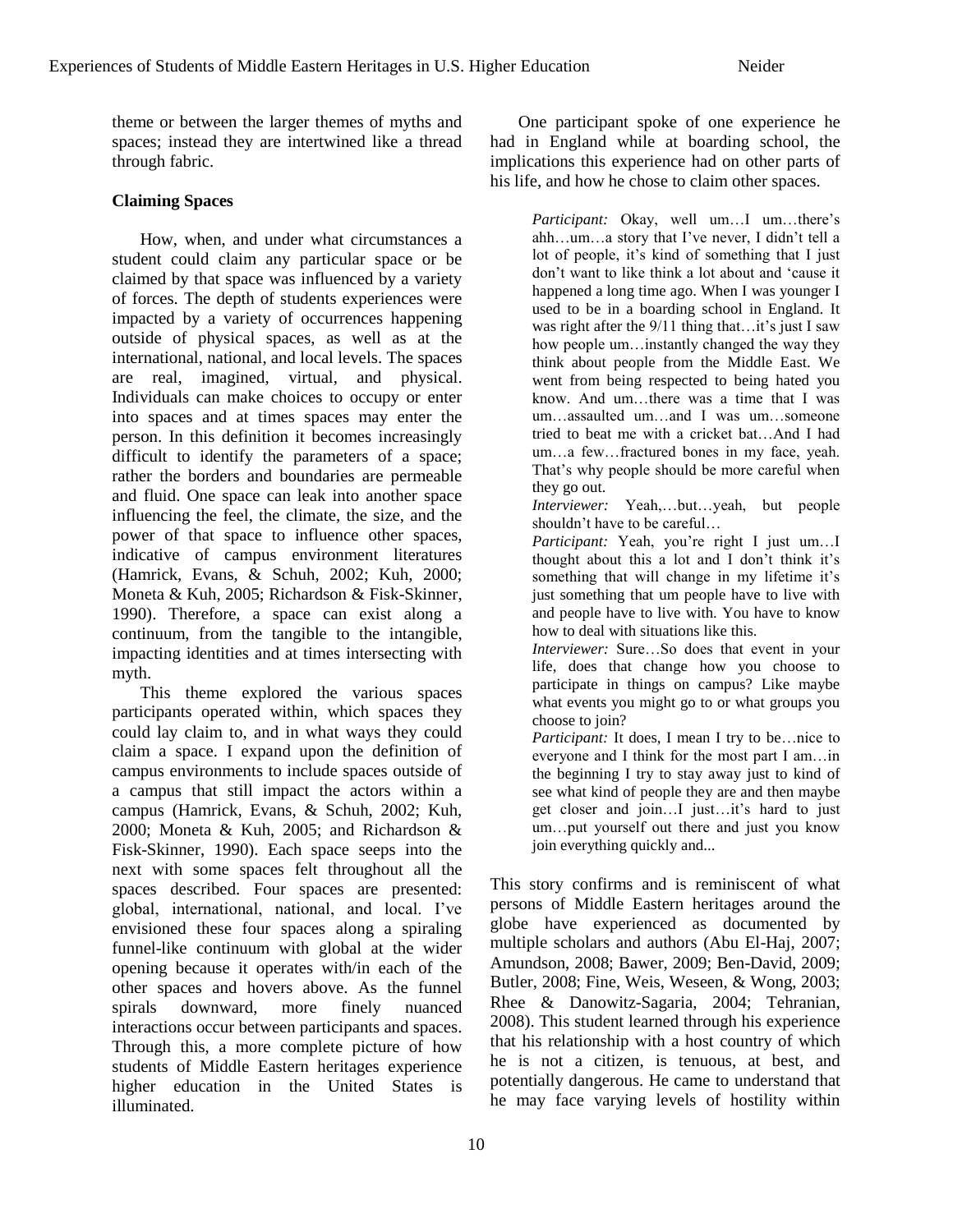theme or between the larger themes of myths and spaces; instead they are intertwined like a thread through fabric.

**Claiming Spaces**

How, when, and under what circumstances a student could claim any particular space or be claimed by that space was influenced by a variety of forces. The depth of students experiences were impacted by a variety of occurrences happening outside of physical spaces, as well as at the international, national, and local levels. The spaces are real, imagined, virtual, and physical. Individuals can make choices to occupy or enter into spaces and at times spaces may enter the person. In this definition it becomes increasingly difficult to identify the parameters of a space; rather the borders and boundaries are permeable and fluid. One space can leak into another space influencing the feel, the climate, the size, and the power of that space to influence other spaces, indicative of campus environment literatures (Hamrick, Evans, & Schuh, 2002; Kuh, 2000; Moneta & Kuh, 2005; Richardson & Fisk-Skinner, 1990). Therefore, a space can exist along a continuum, from the tangible to the intangible, impacting identities and at times intersecting with myth.

This theme explored the various spaces participants operated within, which spaces they could lay claim to, and in what ways they could claim a space. I expand upon the definition of campus environments to include spaces outside of a campus that still impact the actors within a campus (Hamrick, Evans, & Schuh, 2002; Kuh, 2000; Moneta & Kuh, 2005; and Richardson & Fisk-Skinner, 1990). Each space seeps into the next with some spaces felt throughout all the spaces described. Four spaces are presented: global, international, national, and local. I've envisioned these four spaces along a spiraling funnel-like continuum with global at the wider opening because it operates with/in each of the other spaces and hovers above. As the funnel spirals downward, more finely nuanced interactions occur between participants and spaces. Through this, a more complete picture of how students of Middle Eastern heritages experience higher education in the United States is illuminated.

One participant spoke of one experience he had in England while at boarding school, the implications this experience had on other parts of his life, and how he chose to claim other spaces.

> *Participant:* Okay, well um…I um…there's ahh…um…a story that I've never, I didn't tell a lot of people, it's kind of something that I just don't want to like think a lot about and 'cause it happened a long time ago. When I was younger I used to be in a boarding school in England. It was right after the 9/11 thing that…it's just I saw how people um…instantly changed the way they think about people from the Middle East. We went from being respected to being hated you know. And um…there was a time that I was um…assaulted um…and I was um…someone tried to beat me with a cricket bat…And I had um…a few…fractured bones in my face, yeah. That's why people should be more careful when they go out.
>
> *Interviewer:* Yeah,…but…yeah, but people shouldn't have to be careful…
>
> *Participant:* Yeah, you're right I just um…I thought about this a lot and I don't think it's something that will change in my lifetime it's just something that um people have to live with and people have to live with. You have to know how to deal with situations like this.
>
> *Interviewer:* Sure…So does that event in your life, does that change how you choose to participate in things on campus? Like maybe what events you might go to or what groups you choose to join?
>
> *Participant:* It does, I mean I try to be…nice to everyone and I think for the most part I am…in the beginning I try to stay away just to kind of see what kind of people they are and then maybe get closer and join…I just…it's hard to just um…put yourself out there and just you know join everything quickly and...

This story confirms and is reminiscent of what persons of Middle Eastern heritages around the globe have experienced as documented by multiple scholars and authors (Abu El-Haj, 2007; Amundson, 2008; Bawer, 2009; Ben-David, 2009; Butler, 2008; Fine, Weis, Weseen, & Wong, 2003; Rhee & Danowitz-Sagaria, 2004; Tehranian, 2008). This student learned through his experience that his relationship with a host country of which he is not a citizen, is tenuous, at best, and potentially dangerous. He came to understand that he may face varying levels of hostility within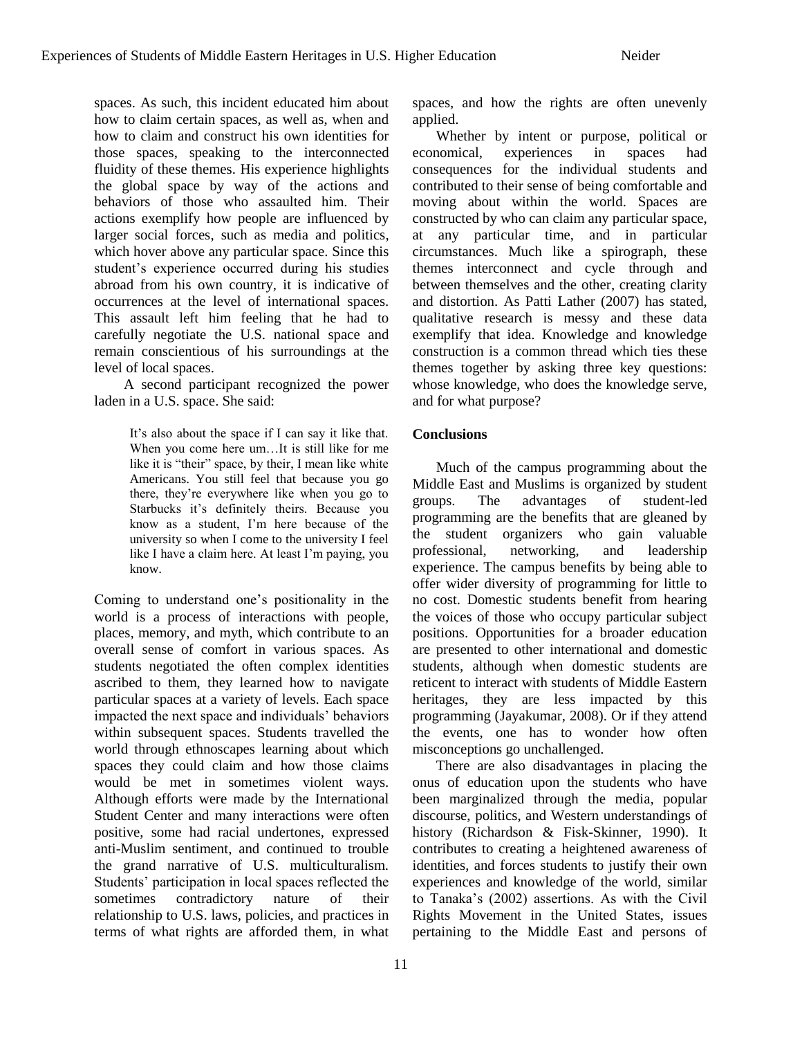spaces. As such, this incident educated him about how to claim certain spaces, as well as, when and how to claim and construct his own identities for those spaces, speaking to the interconnected fluidity of these themes. His experience highlights the global space by way of the actions and behaviors of those who assaulted him. Their actions exemplify how people are influenced by larger social forces, such as media and politics, which hover above any particular space. Since this student's experience occurred during his studies abroad from his own country, it is indicative of occurrences at the level of international spaces. This assault left him feeling that he had to carefully negotiate the U.S. national space and remain conscientious of his surroundings at the level of local spaces.

A second participant recognized the power laden in a U.S. space. She said:

> It's also about the space if I can say it like that. When you come here um…It is still like for me like it is "their" space, by their, I mean like white Americans. You still feel that because you go there, they're everywhere like when you go to Starbucks it's definitely theirs. Because you know as a student, I'm here because of the university so when I come to the university I feel like I have a claim here. At least I'm paying, you know.

Coming to understand one's positionality in the world is a process of interactions with people, places, memory, and myth, which contribute to an overall sense of comfort in various spaces. As students negotiated the often complex identities ascribed to them, they learned how to navigate particular spaces at a variety of levels. Each space impacted the next space and individuals' behaviors within subsequent spaces. Students travelled the world through ethnoscapes learning about which spaces they could claim and how those claims would be met in sometimes violent ways. Although efforts were made by the International Student Center and many interactions were often positive, some had racial undertones, expressed anti-Muslim sentiment, and continued to trouble the grand narrative of U.S. multiculturalism. Students' participation in local spaces reflected the sometimes contradictory nature of their relationship to U.S. laws, policies, and practices in terms of what rights are afforded them, in what spaces, and how the rights are often unevenly applied.

Whether by intent or purpose, political or economical, experiences in spaces had consequences for the individual students and contributed to their sense of being comfortable and moving about within the world. Spaces are constructed by who can claim any particular space, at any particular time, and in particular circumstances. Much like a spirograph, these themes interconnect and cycle through and between themselves and the other, creating clarity and distortion. As Patti Lather (2007) has stated, qualitative research is messy and these data exemplify that idea. Knowledge and knowledge construction is a common thread which ties these themes together by asking three key questions: whose knowledge, who does the knowledge serve, and for what purpose?

**Conclusions**

Much of the campus programming about the Middle East and Muslims is organized by student groups. The advantages of student-led programming are the benefits that are gleaned by the student organizers who gain valuable professional, networking, and leadership experience. The campus benefits by being able to offer wider diversity of programming for little to no cost. Domestic students benefit from hearing the voices of those who occupy particular subject positions. Opportunities for a broader education are presented to other international and domestic students, although when domestic students are reticent to interact with students of Middle Eastern heritages, they are less impacted by this programming (Jayakumar, 2008). Or if they attend the events, one has to wonder how often misconceptions go unchallenged.

There are also disadvantages in placing the onus of education upon the students who have been marginalized through the media, popular discourse, politics, and Western understandings of history (Richardson & Fisk-Skinner, 1990). It contributes to creating a heightened awareness of identities, and forces students to justify their own experiences and knowledge of the world, similar to Tanaka's (2002) assertions. As with the Civil Rights Movement in the United States, issues pertaining to the Middle East and persons of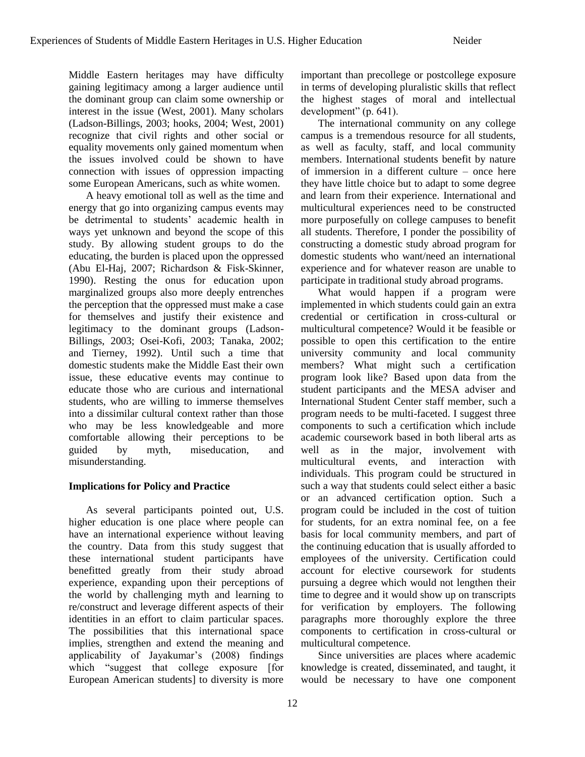Middle Eastern heritages may have difficulty gaining legitimacy among a larger audience until the dominant group can claim some ownership or interest in the issue (West, 2001). Many scholars (Ladson-Billings, 2003; hooks, 2004; West, 2001) recognize that civil rights and other social or equality movements only gained momentum when the issues involved could be shown to have connection with issues of oppression impacting some European Americans, such as white women.

A heavy emotional toll as well as the time and energy that go into organizing campus events may be detrimental to students' academic health in ways yet unknown and beyond the scope of this study. By allowing student groups to do the educating, the burden is placed upon the oppressed (Abu El-Haj, 2007; Richardson & Fisk-Skinner, 1990). Resting the onus for education upon marginalized groups also more deeply entrenches the perception that the oppressed must make a case for themselves and justify their existence and legitimacy to the dominant groups (Ladson-Billings, 2003; Osei-Kofi, 2003; Tanaka, 2002; and Tierney, 1992). Until such a time that domestic students make the Middle East their own issue, these educative events may continue to educate those who are curious and international students, who are willing to immerse themselves into a dissimilar cultural context rather than those who may be less knowledgeable and more comfortable allowing their perceptions to be guided by myth, miseducation, and misunderstanding.

**Implications for Policy and Practice**

As several participants pointed out, U.S. higher education is one place where people can have an international experience without leaving the country. Data from this study suggest that these international student participants have benefitted greatly from their study abroad experience, expanding upon their perceptions of the world by challenging myth and learning to re/construct and leverage different aspects of their identities in an effort to claim particular spaces. The possibilities that this international space implies, strengthen and extend the meaning and applicability of Jayakumar's (2008) findings which "suggest that college exposure [for European American students] to diversity is more important than precollege or postcollege exposure in terms of developing pluralistic skills that reflect the highest stages of moral and intellectual development" (p. 641).

The international community on any college campus is a tremendous resource for all students, as well as faculty, staff, and local community members. International students benefit by nature of immersion in a different culture – once here they have little choice but to adapt to some degree and learn from their experience. International and multicultural experiences need to be constructed more purposefully on college campuses to benefit all students. Therefore, I ponder the possibility of constructing a domestic study abroad program for domestic students who want/need an international experience and for whatever reason are unable to participate in traditional study abroad programs.

What would happen if a program were implemented in which students could gain an extra credential or certification in cross-cultural or multicultural competence? Would it be feasible or possible to open this certification to the entire university community and local community members? What might such a certification program look like? Based upon data from the student participants and the MESA adviser and International Student Center staff member, such a program needs to be multi-faceted. I suggest three components to such a certification which include academic coursework based in both liberal arts as well as in the major, involvement with multicultural events, and interaction with individuals. This program could be structured in such a way that students could select either a basic or an advanced certification option. Such a program could be included in the cost of tuition for students, for an extra nominal fee, on a fee basis for local community members, and part of the continuing education that is usually afforded to employees of the university. Certification could account for elective coursework for students pursuing a degree which would not lengthen their time to degree and it would show up on transcripts for verification by employers. The following paragraphs more thoroughly explore the three components to certification in cross-cultural or multicultural competence.

Since universities are places where academic knowledge is created, disseminated, and taught, it would be necessary to have one component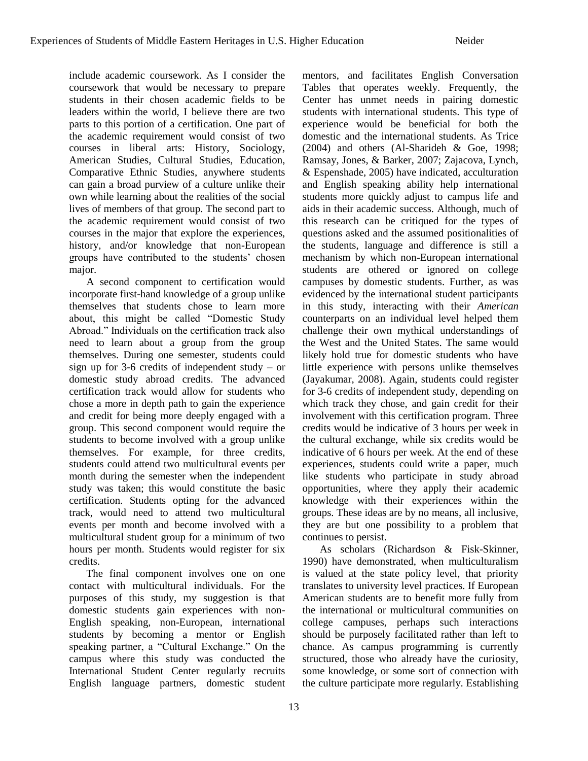include academic coursework. As I consider the coursework that would be necessary to prepare students in their chosen academic fields to be leaders within the world, I believe there are two parts to this portion of a certification. One part of the academic requirement would consist of two courses in liberal arts: History, Sociology, American Studies, Cultural Studies, Education, Comparative Ethnic Studies, anywhere students can gain a broad purview of a culture unlike their own while learning about the realities of the social lives of members of that group. The second part to the academic requirement would consist of two courses in the major that explore the experiences, history, and/or knowledge that non-European groups have contributed to the students' chosen major.

A second component to certification would incorporate first-hand knowledge of a group unlike themselves that students chose to learn more about, this might be called "Domestic Study Abroad." Individuals on the certification track also need to learn about a group from the group themselves. During one semester, students could sign up for 3-6 credits of independent study – or domestic study abroad credits. The advanced certification track would allow for students who chose a more in depth path to gain the experience and credit for being more deeply engaged with a group. This second component would require the students to become involved with a group unlike themselves. For example, for three credits, students could attend two multicultural events per month during the semester when the independent study was taken; this would constitute the basic certification. Students opting for the advanced track, would need to attend two multicultural events per month and become involved with a multicultural student group for a minimum of two hours per month. Students would register for six credits.

The final component involves one on one contact with multicultural individuals. For the purposes of this study, my suggestion is that domestic students gain experiences with non-English speaking, non-European, international students by becoming a mentor or English speaking partner, a "Cultural Exchange." On the campus where this study was conducted the International Student Center regularly recruits English language partners, domestic student mentors, and facilitates English Conversation Tables that operates weekly. Frequently, the Center has unmet needs in pairing domestic students with international students. This type of experience would be beneficial for both the domestic and the international students. As Trice (2004) and others (Al-Sharideh & Goe, 1998; Ramsay, Jones, & Barker, 2007; Zajacova, Lynch, & Espenshade, 2005) have indicated, acculturation and English speaking ability help international students more quickly adjust to campus life and aids in their academic success. Although, much of this research can be critiqued for the types of questions asked and the assumed positionalities of the students, language and difference is still a mechanism by which non-European international students are othered or ignored on college campuses by domestic students. Further, as was evidenced by the international student participants in this study, interacting with their *American* counterparts on an individual level helped them challenge their own mythical understandings of the West and the United States. The same would likely hold true for domestic students who have little experience with persons unlike themselves (Jayakumar, 2008). Again, students could register for 3-6 credits of independent study, depending on which track they chose, and gain credit for their involvement with this certification program. Three credits would be indicative of 3 hours per week in the cultural exchange, while six credits would be indicative of 6 hours per week. At the end of these experiences, students could write a paper, much like students who participate in study abroad opportunities, where they apply their academic knowledge with their experiences within the groups. These ideas are by no means, all inclusive, they are but one possibility to a problem that continues to persist.

As scholars (Richardson & Fisk-Skinner, 1990) have demonstrated, when multiculturalism is valued at the state policy level, that priority translates to university level practices. If European American students are to benefit more fully from the international or multicultural communities on college campuses, perhaps such interactions should be purposely facilitated rather than left to chance. As campus programming is currently structured, those who already have the curiosity, some knowledge, or some sort of connection with the culture participate more regularly. Establishing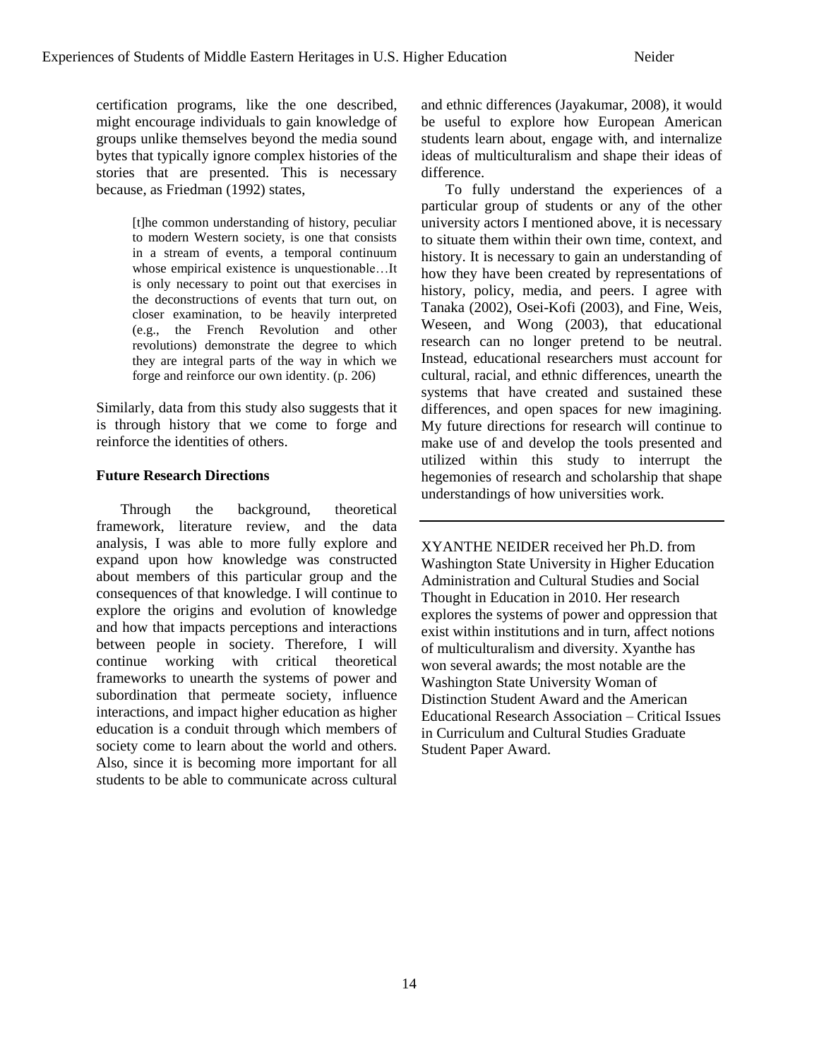certification programs, like the one described, might encourage individuals to gain knowledge of groups unlike themselves beyond the media sound bytes that typically ignore complex histories of the stories that are presented. This is necessary because, as Friedman (1992) states,

> [t]he common understanding of history, peculiar to modern Western society, is one that consists in a stream of events, a temporal continuum whose empirical existence is unquestionable…It is only necessary to point out that exercises in the deconstructions of events that turn out, on closer examination, to be heavily interpreted (e.g., the French Revolution and other revolutions) demonstrate the degree to which they are integral parts of the way in which we forge and reinforce our own identity. (p. 206)

Similarly, data from this study also suggests that it is through history that we come to forge and reinforce the identities of others.

**Future Research Directions**

Through the background, theoretical framework, literature review, and the data analysis, I was able to more fully explore and expand upon how knowledge was constructed about members of this particular group and the consequences of that knowledge. I will continue to explore the origins and evolution of knowledge and how that impacts perceptions and interactions between people in society. Therefore, I will continue working with critical theoretical frameworks to unearth the systems of power and subordination that permeate society, influence interactions, and impact higher education as higher education is a conduit through which members of society come to learn about the world and others. Also, since it is becoming more important for all students to be able to communicate across cultural and ethnic differences (Jayakumar, 2008), it would be useful to explore how European American students learn about, engage with, and internalize ideas of multiculturalism and shape their ideas of difference.

To fully understand the experiences of a particular group of students or any of the other university actors I mentioned above, it is necessary to situate them within their own time, context, and history. It is necessary to gain an understanding of how they have been created by representations of history, policy, media, and peers. I agree with Tanaka (2002), Osei-Kofi (2003), and Fine, Weis, Weseen, and Wong (2003), that educational research can no longer pretend to be neutral. Instead, educational researchers must account for cultural, racial, and ethnic differences, unearth the systems that have created and sustained these differences, and open spaces for new imagining. My future directions for research will continue to make use of and develop the tools presented and utilized within this study to interrupt the hegemonies of research and scholarship that shape understandings of how universities work.

---

XYANTHE NEIDER received her Ph.D. from Washington State University in Higher Education Administration and Cultural Studies and Social Thought in Education in 2010. Her research explores the systems of power and oppression that exist within institutions and in turn, affect notions of multiculturalism and diversity. Xyanthe has won several awards; the most notable are the Washington State University Woman of Distinction Student Award and the American Educational Research Association – Critical Issues in Curriculum and Cultural Studies Graduate Student Paper Award.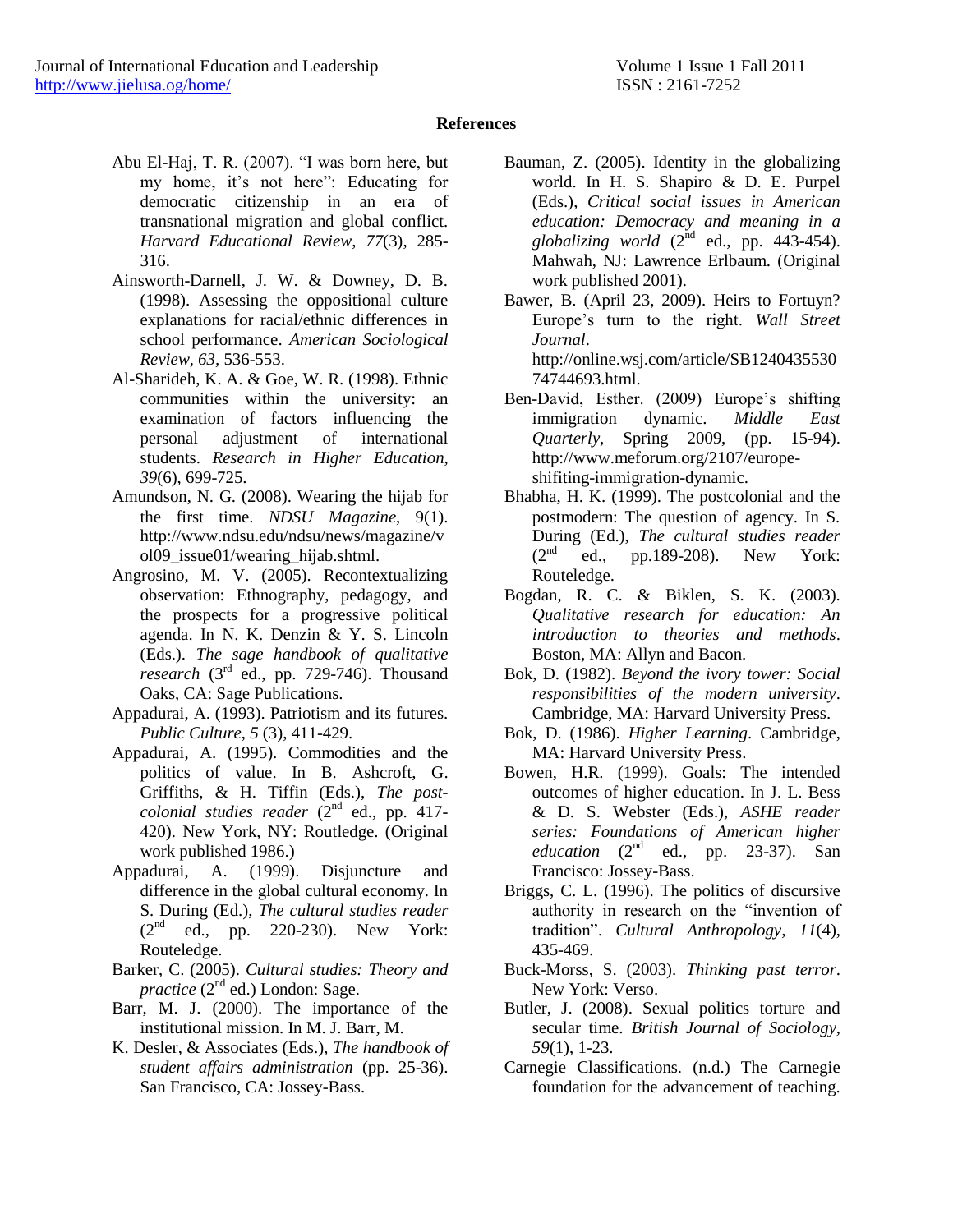**References**

Abu El-Haj, T. R. (2007). "I was born here, but my home, it's not here": Educating for democratic citizenship in an era of transnational migration and global conflict. *Harvard Educational Review*, *77*(3), 285-316.

Ainsworth-Darnell, J. W. & Downey, D. B. (1998). Assessing the oppositional culture explanations for racial/ethnic differences in school performance. *American Sociological Review*, *63*, 536-553.

Al-Sharideh, K. A. & Goe, W. R. (1998). Ethnic communities within the university: an examination of factors influencing the personal adjustment of international students. *Research in Higher Education*, *39*(6), 699-725.

Amundson, N. G. (2008). Wearing the hijab for the first time. *NDSU Magazine*, 9(1). http://www.ndsu.edu/ndsu/news/magazine/vol09_issue01/wearing_hijab.shtml.

Angrosino, M. V. (2005). Recontextualizing observation: Ethnography, pedagogy, and the prospects for a progressive political agenda. In N. K. Denzin & Y. S. Lincoln (Eds.). *The sage handbook of qualitative research* (3rd ed., pp. 729-746). Thousand Oaks, CA: Sage Publications.

Appadurai, A. (1993). Patriotism and its futures. *Public Culture*, *5* (3), 411-429.

Appadurai, A. (1995). Commodities and the politics of value. In B. Ashcroft, G. Griffiths, & H. Tiffin (Eds.), *The post-colonial studies reader* (2nd ed., pp. 417-420). New York, NY: Routledge. (Original work published 1986.)

Appadurai, A. (1999). Disjuncture and difference in the global cultural economy. In S. During (Ed.), *The cultural studies reader* (2nd ed., pp. 220-230). New York: Routeledge.

Barker, C. (2005). *Cultural studies: Theory and practice* (2nd ed.) London: Sage.

Barr, M. J. (2000). The importance of the institutional mission. In M. J. Barr, M.

K. Desler, & Associates (Eds.), *The handbook of student affairs administration* (pp. 25-36). San Francisco, CA: Jossey-Bass.

Bauman, Z. (2005). Identity in the globalizing world. In H. S. Shapiro & D. E. Purpel (Eds.), *Critical social issues in American education: Democracy and meaning in a globalizing world* (2nd ed., pp. 443-454). Mahwah, NJ: Lawrence Erlbaum. (Original work published 2001).

Bawer, B. (April 23, 2009). Heirs to Fortuyn? Europe's turn to the right. *Wall Street Journal*. http://online.wsj.com/article/SB124043553074744693.html.

Ben-David, Esther. (2009) Europe's shifting immigration dynamic. *Middle East Quarterly*, Spring 2009, (pp. 15-94). http://www.meforum.org/2107/europe-shifiting-immigration-dynamic.

Bhabha, H. K. (1999). The postcolonial and the postmodern: The question of agency. In S. During (Ed.), *The cultural studies reader* (2nd ed., pp.189-208). New York: Routeledge.

Bogdan, R. C. & Biklen, S. K. (2003). *Qualitative research for education: An introduction to theories and methods*. Boston, MA: Allyn and Bacon.

Bok, D. (1982). *Beyond the ivory tower: Social responsibilities of the modern university*. Cambridge, MA: Harvard University Press.

Bok, D. (1986). *Higher Learning*. Cambridge, MA: Harvard University Press.

Bowen, H.R. (1999). Goals: The intended outcomes of higher education. In J. L. Bess & D. S. Webster (Eds.), *ASHE reader series: Foundations of American higher education* (2nd ed., pp. 23-37). San Francisco: Jossey-Bass.

Briggs, C. L. (1996). The politics of discursive authority in research on the "invention of tradition". *Cultural Anthropology*, *11*(4), 435-469.

Buck-Morss, S. (2003). *Thinking past terror*. New York: Verso.

Butler, J. (2008). Sexual politics torture and secular time. *British Journal of Sociology*, *59*(1), 1-23.

Carnegie Classifications. (n.d.) The Carnegie foundation for the advancement of teaching.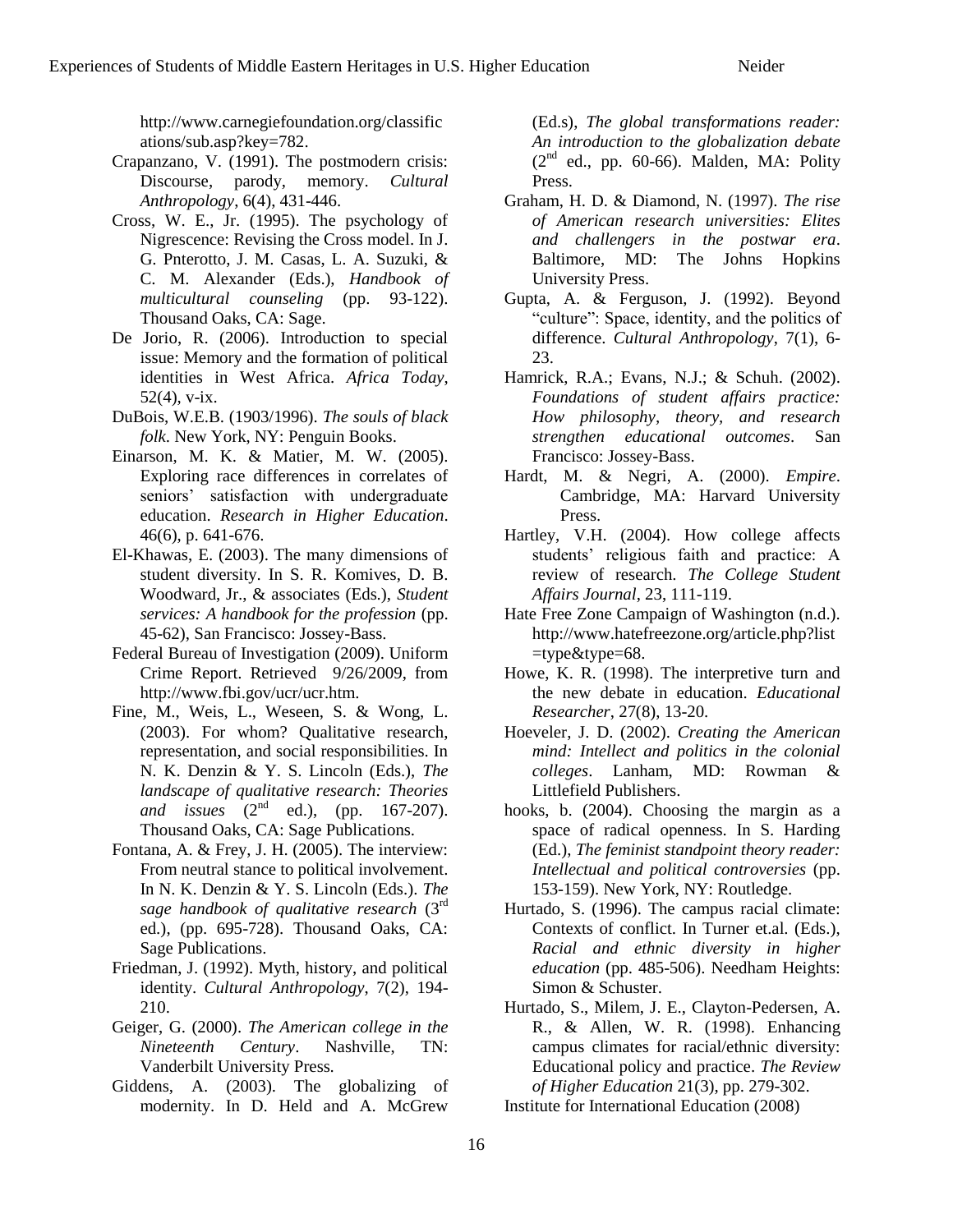http://www.carnegiefoundation.org/classifications/sub.asp?key=782.

Crapanzano, V. (1991). The postmodern crisis: Discourse, parody, memory. *Cultural Anthropology*, 6(4), 431-446.

Cross, W. E., Jr. (1995). The psychology of Nigrescence: Revising the Cross model. In J. G. Pnterotto, J. M. Casas, L. A. Suzuki, & C. M. Alexander (Eds.), *Handbook of multicultural counseling* (pp. 93-122). Thousand Oaks, CA: Sage.

De Jorio, R. (2006). Introduction to special issue: Memory and the formation of political identities in West Africa. *Africa Today*, 52(4), v-ix.

DuBois, W.E.B. (1903/1996). *The souls of black folk*. New York, NY: Penguin Books.

Einarson, M. K. & Matier, M. W. (2005). Exploring race differences in correlates of seniors' satisfaction with undergraduate education. *Research in Higher Education*. 46(6), p. 641-676.

El-Khawas, E. (2003). The many dimensions of student diversity. In S. R. Komives, D. B. Woodward, Jr., & associates (Eds.), *Student services: A handbook for the profession* (pp. 45-62), San Francisco: Jossey-Bass.

Federal Bureau of Investigation (2009). Uniform Crime Report. Retrieved 9/26/2009, from http://www.fbi.gov/ucr/ucr.htm.

Fine, M., Weis, L., Weseen, S. & Wong, L. (2003). For whom? Qualitative research, representation, and social responsibilities. In N. K. Denzin & Y. S. Lincoln (Eds.), *The landscape of qualitative research: Theories and issues* (2nd ed.), (pp. 167-207). Thousand Oaks, CA: Sage Publications.

Fontana, A. & Frey, J. H. (2005). The interview: From neutral stance to political involvement. In N. K. Denzin & Y. S. Lincoln (Eds.). *The sage handbook of qualitative research* (3rd ed.), (pp. 695-728). Thousand Oaks, CA: Sage Publications.

Friedman, J. (1992). Myth, history, and political identity. *Cultural Anthropology*, 7(2), 194-210.

Geiger, G. (2000). *The American college in the Nineteenth Century*. Nashville, TN: Vanderbilt University Press.

Giddens, A. (2003). The globalizing of modernity. In D. Held and A. McGrew (Ed.s), *The global transformations reader: An introduction to the globalization debate* (2nd ed., pp. 60-66). Malden, MA: Polity Press.

Graham, H. D. & Diamond, N. (1997). *The rise of American research universities: Elites and challengers in the postwar era*. Baltimore, MD: The Johns Hopkins University Press.

Gupta, A. & Ferguson, J. (1992). Beyond "culture": Space, identity, and the politics of difference. *Cultural Anthropology*, 7(1), 6-23.

Hamrick, R.A.; Evans, N.J.; & Schuh. (2002). *Foundations of student affairs practice: How philosophy, theory, and research strengthen educational outcomes*. San Francisco: Jossey-Bass.

Hardt, M. & Negri, A. (2000). *Empire*. Cambridge, MA: Harvard University Press.

Hartley, V.H. (2004). How college affects students' religious faith and practice: A review of research. *The College Student Affairs Journal*, 23, 111-119.

Hate Free Zone Campaign of Washington (n.d.). http://www.hatefreezone.org/article.php?list=type&type=68.

Howe, K. R. (1998). The interpretive turn and the new debate in education. *Educational Researcher*, 27(8), 13-20.

Hoeveler, J. D. (2002). *Creating the American mind: Intellect and politics in the colonial colleges*. Lanham, MD: Rowman & Littlefield Publishers.

hooks, b. (2004). Choosing the margin as a space of radical openness. In S. Harding (Ed.), *The feminist standpoint theory reader: Intellectual and political controversies* (pp. 153-159). New York, NY: Routledge.

Hurtado, S. (1996). The campus racial climate: Contexts of conflict. In Turner et.al. (Eds.), *Racial and ethnic diversity in higher education* (pp. 485-506). Needham Heights: Simon & Schuster.

Hurtado, S., Milem, J. E., Clayton-Pedersen, A. R., & Allen, W. R. (1998). Enhancing campus climates for racial/ethnic diversity: Educational policy and practice. *The Review of Higher Education* 21(3), pp. 279-302.

Institute for International Education (2008)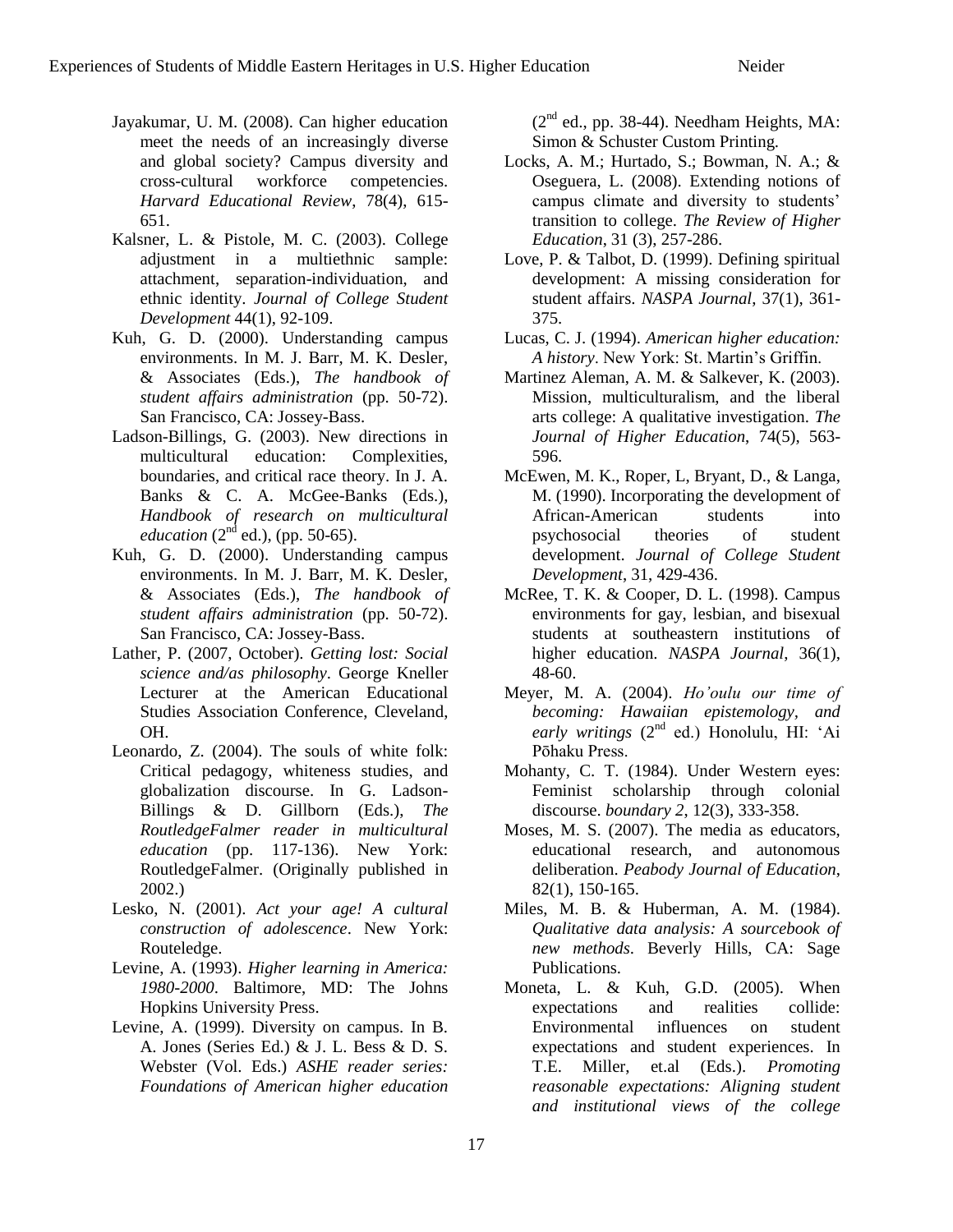Jayakumar, U. M. (2008). Can higher education meet the needs of an increasingly diverse and global society? Campus diversity and cross-cultural workforce competencies. *Harvard Educational Review*, 78(4), 615-651.

Kalsner, L. & Pistole, M. C. (2003). College adjustment in a multiethnic sample: attachment, separation-individuation, and ethnic identity. *Journal of College Student Development* 44(1), 92-109.

Kuh, G. D. (2000). Understanding campus environments. In M. J. Barr, M. K. Desler, & Associates (Eds.), *The handbook of student affairs administration* (pp. 50-72). San Francisco, CA: Jossey-Bass.

Ladson-Billings, G. (2003). New directions in multicultural education: Complexities, boundaries, and critical race theory. In J. A. Banks & C. A. McGee-Banks (Eds.), *Handbook of research on multicultural education* (2nd ed.), (pp. 50-65).

Kuh, G. D. (2000). Understanding campus environments. In M. J. Barr, M. K. Desler, & Associates (Eds.), *The handbook of student affairs administration* (pp. 50-72). San Francisco, CA: Jossey-Bass.

Lather, P. (2007, October). *Getting lost: Social science and/as philosophy*. George Kneller Lecturer at the American Educational Studies Association Conference, Cleveland, OH.

Leonardo, Z. (2004). The souls of white folk: Critical pedagogy, whiteness studies, and globalization discourse. In G. Ladson-Billings & D. Gillborn (Eds.), *The RoutledgeFalmer reader in multicultural education* (pp. 117-136). New York: RoutledgeFalmer. (Originally published in 2002.)

Lesko, N. (2001). *Act your age! A cultural construction of adolescence*. New York: Routeledge.

Levine, A. (1993). *Higher learning in America: 1980-2000*. Baltimore, MD: The Johns Hopkins University Press.

Levine, A. (1999). Diversity on campus. In B. A. Jones (Series Ed.) & J. L. Bess & D. S. Webster (Vol. Eds.) *ASHE reader series: Foundations of American higher education* (2nd ed., pp. 38-44). Needham Heights, MA: Simon & Schuster Custom Printing.

Locks, A. M.; Hurtado, S.; Bowman, N. A.; & Oseguera, L. (2008). Extending notions of campus climate and diversity to students' transition to college. *The Review of Higher Education*, 31 (3), 257-286.

Love, P. & Talbot, D. (1999). Defining spiritual development: A missing consideration for student affairs. *NASPA Journal*, 37(1), 361-375.

Lucas, C. J. (1994). *American higher education: A history*. New York: St. Martin's Griffin.

Martinez Aleman, A. M. & Salkever, K. (2003). Mission, multiculturalism, and the liberal arts college: A qualitative investigation. *The Journal of Higher Education*, 74(5), 563-596.

McEwen, M. K., Roper, L, Bryant, D., & Langa, M. (1990). Incorporating the development of African-American students into psychosocial theories of student development. *Journal of College Student Development*, 31, 429-436.

McRee, T. K. & Cooper, D. L. (1998). Campus environments for gay, lesbian, and bisexual students at southeastern institutions of higher education. *NASPA Journal*, 36(1), 48-60.

Meyer, M. A. (2004). *Ho'oulu our time of becoming: Hawaiian epistemology, and early writings* (2nd ed.) Honolulu, HI: 'Ai Pōhaku Press.

Mohanty, C. T. (1984). Under Western eyes: Feminist scholarship through colonial discourse. *boundary 2*, 12(3), 333-358.

Moses, M. S. (2007). The media as educators, educational research, and autonomous deliberation. *Peabody Journal of Education*, 82(1), 150-165.

Miles, M. B. & Huberman, A. M. (1984). *Qualitative data analysis: A sourcebook of new methods*. Beverly Hills, CA: Sage Publications.

Moneta, L. & Kuh, G.D. (2005). When expectations and realities collide: Environmental influences on student expectations and student experiences. In T.E. Miller, et.al (Eds.). *Promoting reasonable expectations: Aligning student and institutional views of the college*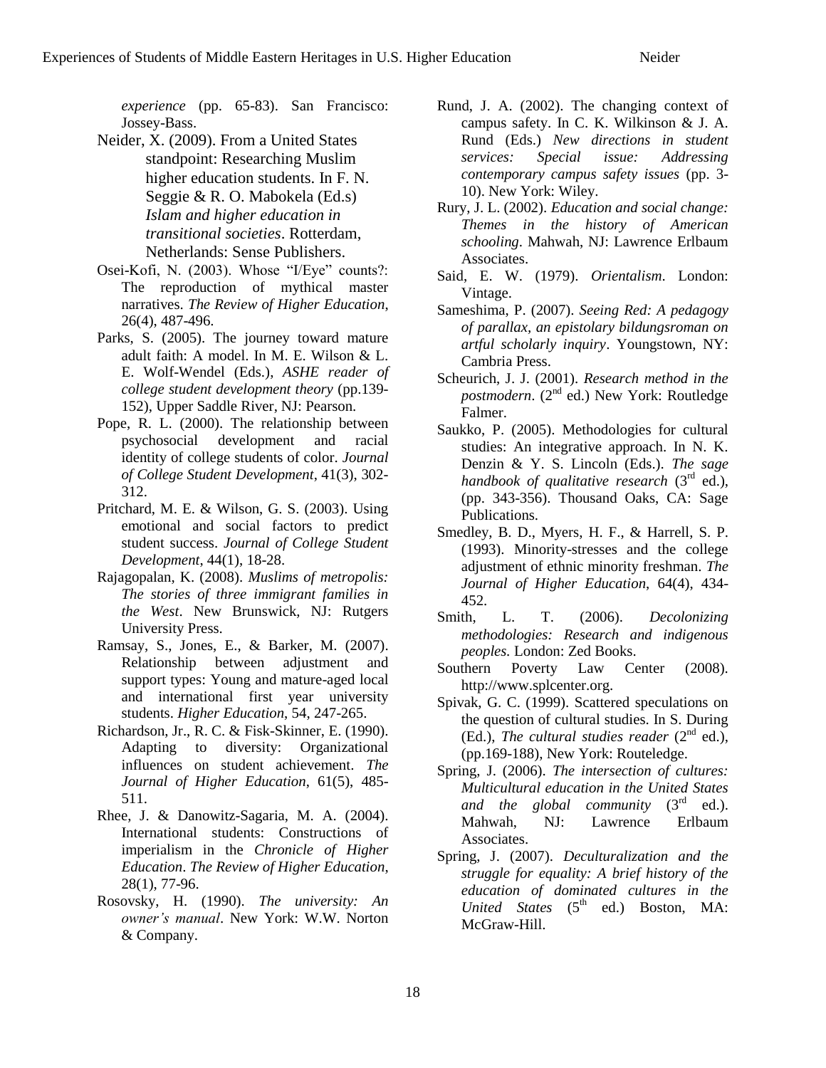*experience* (pp. 65-83). San Francisco: Jossey-Bass.

Neider, X. (2009). From a United States standpoint: Researching Muslim higher education students. In F. N. Seggie & R. O. Mabokela (Ed.s) *Islam and higher education in transitional societies*. Rotterdam, Netherlands: Sense Publishers.

Osei-Kofi, N. (2003). Whose "I/Eye" counts?: The reproduction of mythical master narratives. *The Review of Higher Education*, 26(4), 487-496.

Parks, S. (2005). The journey toward mature adult faith: A model. In M. E. Wilson & L. E. Wolf-Wendel (Eds.), *ASHE reader of college student development theory* (pp.139-152), Upper Saddle River, NJ: Pearson.

Pope, R. L. (2000). The relationship between psychosocial development and racial identity of college students of color. *Journal of College Student Development*, 41(3), 302-312.

Pritchard, M. E. & Wilson, G. S. (2003). Using emotional and social factors to predict student success. *Journal of College Student Development*, 44(1), 18-28.

Rajagopalan, K. (2008). *Muslims of metropolis: The stories of three immigrant families in the West*. New Brunswick, NJ: Rutgers University Press.

Ramsay, S., Jones, E., & Barker, M. (2007). Relationship between adjustment and support types: Young and mature-aged local and international first year university students. *Higher Education*, 54, 247-265.

Richardson, Jr., R. C. & Fisk-Skinner, E. (1990). Adapting to diversity: Organizational influences on student achievement. *The Journal of Higher Education*, 61(5), 485-511.

Rhee, J. & Danowitz-Sagaria, M. A. (2004). International students: Constructions of imperialism in the *Chronicle of Higher Education*. *The Review of Higher Education*, 28(1), 77-96.

Rosovsky, H. (1990). *The university: An owner's manual*. New York: W.W. Norton & Company.

Rund, J. A. (2002). The changing context of campus safety. In C. K. Wilkinson & J. A. Rund (Eds.) *New directions in student services: Special issue: Addressing contemporary campus safety issues* (pp. 3-10). New York: Wiley.

Rury, J. L. (2002). *Education and social change: Themes in the history of American schooling*. Mahwah, NJ: Lawrence Erlbaum Associates.

Said, E. W. (1979). *Orientalism*. London: Vintage.

Sameshima, P. (2007). *Seeing Red: A pedagogy of parallax, an epistolary bildungsroman on artful scholarly inquiry*. Youngstown, NY: Cambria Press.

Scheurich, J. J. (2001). *Research method in the postmodern*. (2nd ed.) New York: Routledge Falmer.

Saukko, P. (2005). Methodologies for cultural studies: An integrative approach. In N. K. Denzin & Y. S. Lincoln (Eds.). *The sage handbook of qualitative research* (3rd ed.), (pp. 343-356). Thousand Oaks, CA: Sage Publications.

Smedley, B. D., Myers, H. F., & Harrell, S. P. (1993). Minority-stresses and the college adjustment of ethnic minority freshman. *The Journal of Higher Education*, 64(4), 434-452.

Smith, L. T. (2006). *Decolonizing methodologies: Research and indigenous peoples*. London: Zed Books.

Southern Poverty Law Center (2008). http://www.splcenter.org.

Spivak, G. C. (1999). Scattered speculations on the question of cultural studies. In S. During (Ed.), *The cultural studies reader* (2nd ed.), (pp.169-188), New York: Routeledge.

Spring, J. (2006). *The intersection of cultures: Multicultural education in the United States and the global community* (3rd ed.). Mahwah, NJ: Lawrence Erlbaum Associates.

Spring, J. (2007). *Deculturalization and the struggle for equality: A brief history of the education of dominated cultures in the United States* (5th ed.) Boston, MA: McGraw-Hill.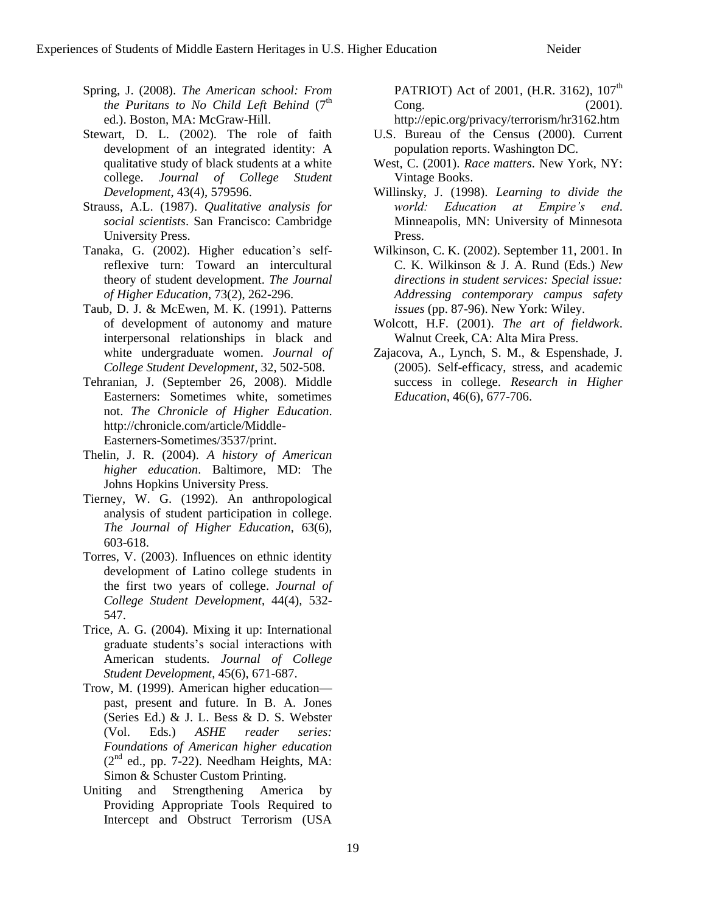Spring, J. (2008). *The American school: From the Puritans to No Child Left Behind* (7th ed.). Boston, MA: McGraw-Hill.

Stewart, D. L. (2002). The role of faith development of an integrated identity: A qualitative study of black students at a white college. *Journal of College Student Development*, 43(4), 579596.

Strauss, A.L. (1987). *Qualitative analysis for social scientists*. San Francisco: Cambridge University Press.

Tanaka, G. (2002). Higher education's self-reflexive turn: Toward an intercultural theory of student development. *The Journal of Higher Education*, 73(2), 262-296.

Taub, D. J. & McEwen, M. K. (1991). Patterns of development of autonomy and mature interpersonal relationships in black and white undergraduate women. *Journal of College Student Development*, 32, 502-508.

Tehranian, J. (September 26, 2008). Middle Easterners: Sometimes white, sometimes not. *The Chronicle of Higher Education*. http://chronicle.com/article/Middle-Easterners-Sometimes/3537/print.

Thelin, J. R. (2004). *A history of American higher education*. Baltimore, MD: The Johns Hopkins University Press.

Tierney, W. G. (1992). An anthropological analysis of student participation in college. *The Journal of Higher Education*, 63(6), 603-618.

Torres, V. (2003). Influences on ethnic identity development of Latino college students in the first two years of college. *Journal of College Student Development*, 44(4), 532-547.

Trice, A. G. (2004). Mixing it up: International graduate students's social interactions with American students. *Journal of College Student Development*, 45(6), 671-687.

Trow, M. (1999). American higher education—past, present and future. In B. A. Jones (Series Ed.) & J. L. Bess & D. S. Webster (Vol. Eds.) *ASHE reader series: Foundations of American higher education* (2nd ed., pp. 7-22). Needham Heights, MA: Simon & Schuster Custom Printing.

Uniting and Strengthening America by Providing Appropriate Tools Required to Intercept and Obstruct Terrorism (USA PATRIOT) Act of 2001, (H.R. 3162), 107th Cong. (2001). http://epic.org/privacy/terrorism/hr3162.htm

U.S. Bureau of the Census (2000). Current population reports. Washington DC.

West, C. (2001). *Race matters*. New York, NY: Vintage Books.

Willinsky, J. (1998). *Learning to divide the world: Education at Empire's end*. Minneapolis, MN: University of Minnesota Press.

Wilkinson, C. K. (2002). September 11, 2001. In C. K. Wilkinson & J. A. Rund (Eds.) *New directions in student services: Special issue: Addressing contemporary campus safety issues* (pp. 87-96). New York: Wiley.

Wolcott, H.F. (2001). *The art of fieldwork*. Walnut Creek, CA: Alta Mira Press.

Zajacova, A., Lynch, S. M., & Espenshade, J. (2005). Self-efficacy, stress, and academic success in college. *Research in Higher Education*, 46(6), 677-706.